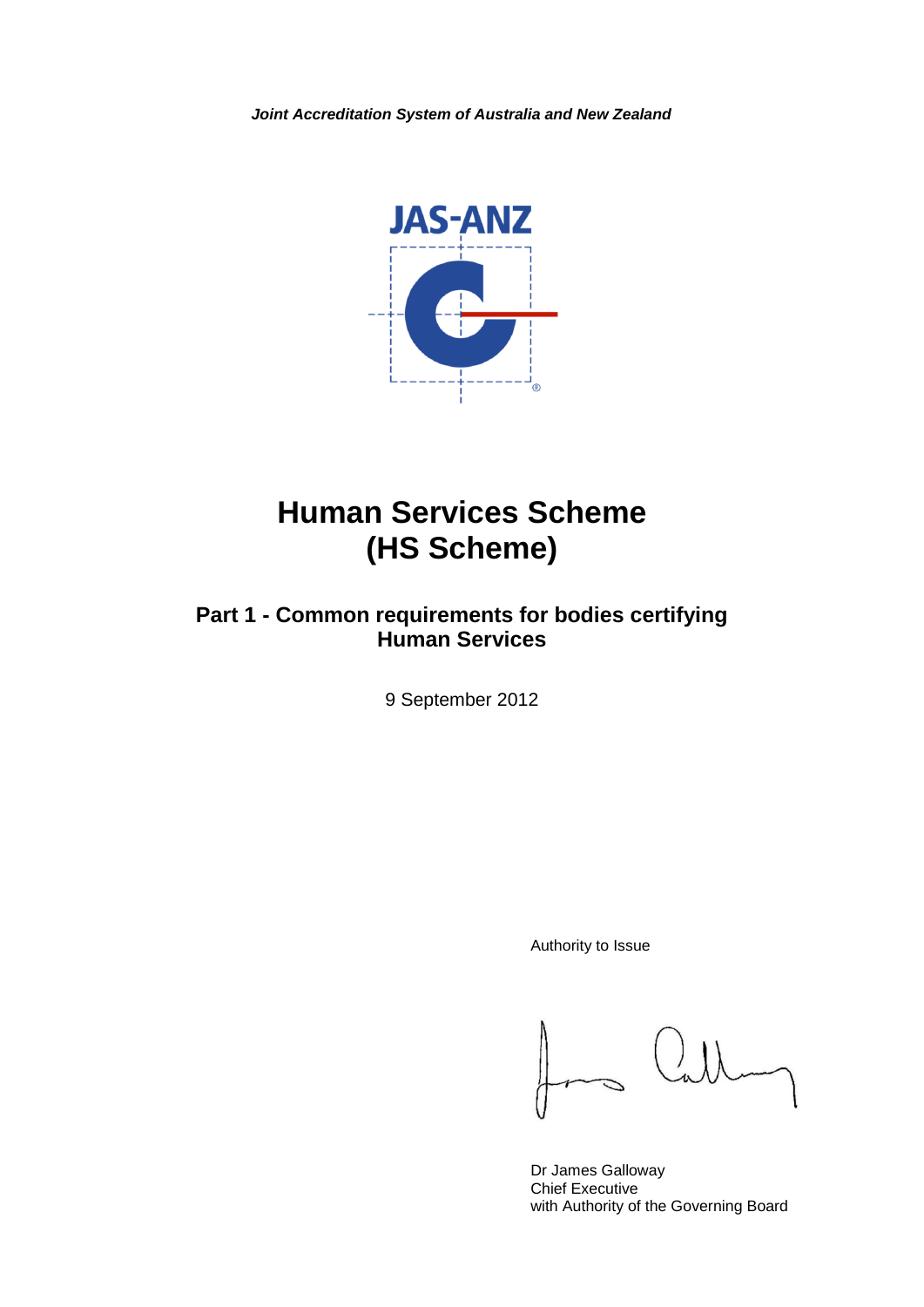***Joint Accreditation System of Australia and New Zealand***

JAS-ANZ

# Human Services Scheme (HS Scheme)

## Part 1 - Common requirements for bodies certifying Human Services

9 September 2012

Authority to Issue

Dr James Galloway
Chief Executive
with Authority of the Governing Board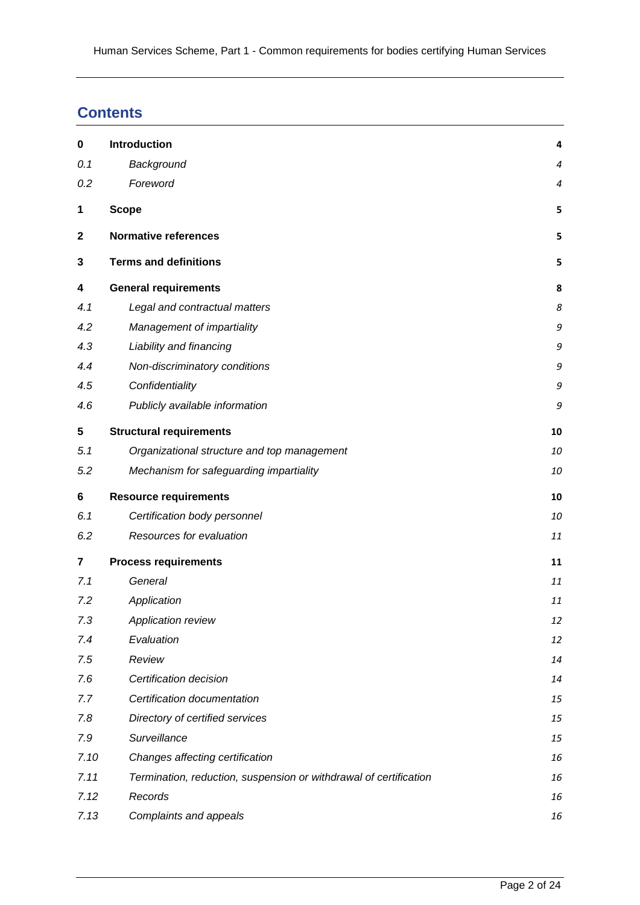## Contents

| | | |
|---|---|---|
| **0** | **Introduction** | **4** |
| *0.1* | *Background* | *4* |
| *0.2* | *Foreword* | *4* |
| **1** | **Scope** | **5** |
| **2** | **Normative references** | **5** |
| **3** | **Terms and definitions** | **5** |
| **4** | **General requirements** | **8** |
| *4.1* | *Legal and contractual matters* | *8* |
| *4.2* | *Management of impartiality* | *9* |
| *4.3* | *Liability and financing* | *9* |
| *4.4* | *Non-discriminatory conditions* | *9* |
| *4.5* | *Confidentiality* | *9* |
| *4.6* | *Publicly available information* | *9* |
| **5** | **Structural requirements** | **10** |
| *5.1* | *Organizational structure and top management* | *10* |
| *5.2* | *Mechanism for safeguarding impartiality* | *10* |
| **6** | **Resource requirements** | **10** |
| *6.1* | *Certification body personnel* | *10* |
| *6.2* | *Resources for evaluation* | *11* |
| **7** | **Process requirements** | **11** |
| *7.1* | *General* | *11* |
| *7.2* | *Application* | *11* |
| *7.3* | *Application review* | *12* |
| *7.4* | *Evaluation* | *12* |
| *7.5* | *Review* | *14* |
| *7.6* | *Certification decision* | *14* |
| *7.7* | *Certification documentation* | *15* |
| *7.8* | *Directory of certified services* | *15* |
| *7.9* | *Surveillance* | *15* |
| *7.10* | *Changes affecting certification* | *16* |
| *7.11* | *Termination, reduction, suspension or withdrawal of certification* | *16* |
| *7.12* | *Records* | *16* |
| *7.13* | *Complaints and appeals* | *16* |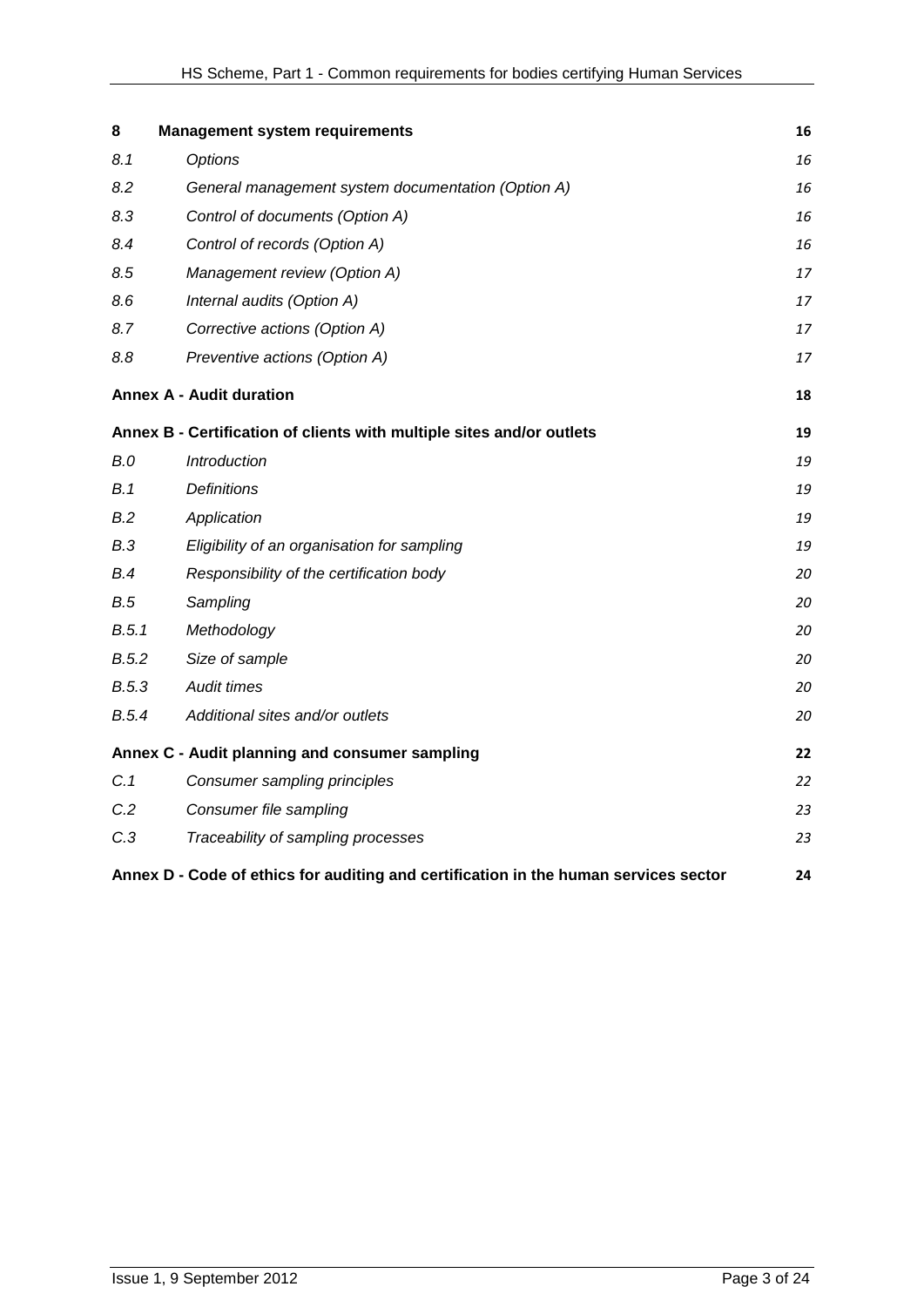| | | |
|---|---|---|
| **8** | **Management system requirements** | **16** |
| *8.1* | *Options* | *16* |
| *8.2* | *General management system documentation (Option A)* | *16* |
| *8.3* | *Control of documents (Option A)* | *16* |
| *8.4* | *Control of records (Option A)* | *16* |
| *8.5* | *Management review (Option A)* | *17* |
| *8.6* | *Internal audits (Option A)* | *17* |
| *8.7* | *Corrective actions (Option A)* | *17* |
| *8.8* | *Preventive actions (Option A)* | *17* |
| **Annex A - Audit duration** | | **18** |
| **Annex B - Certification of clients with multiple sites and/or outlets** | | **19** |
| *B.0* | *Introduction* | *19* |
| *B.1* | *Definitions* | *19* |
| *B.2* | *Application* | *19* |
| *B.3* | *Eligibility of an organisation for sampling* | *19* |
| *B.4* | *Responsibility of the certification body* | *20* |
| *B.5* | *Sampling* | *20* |
| *B.5.1* | *Methodology* | *20* |
| *B.5.2* | *Size of sample* | *20* |
| *B.5.3* | *Audit times* | *20* |
| *B.5.4* | *Additional sites and/or outlets* | *20* |
| **Annex C - Audit planning and consumer sampling** | | **22** |
| *C.1* | *Consumer sampling principles* | *22* |
| *C.2* | *Consumer file sampling* | *23* |
| *C.3* | *Traceability of sampling processes* | *23* |
| **Annex D - Code of ethics for auditing and certification in the human services sector** | | **24** |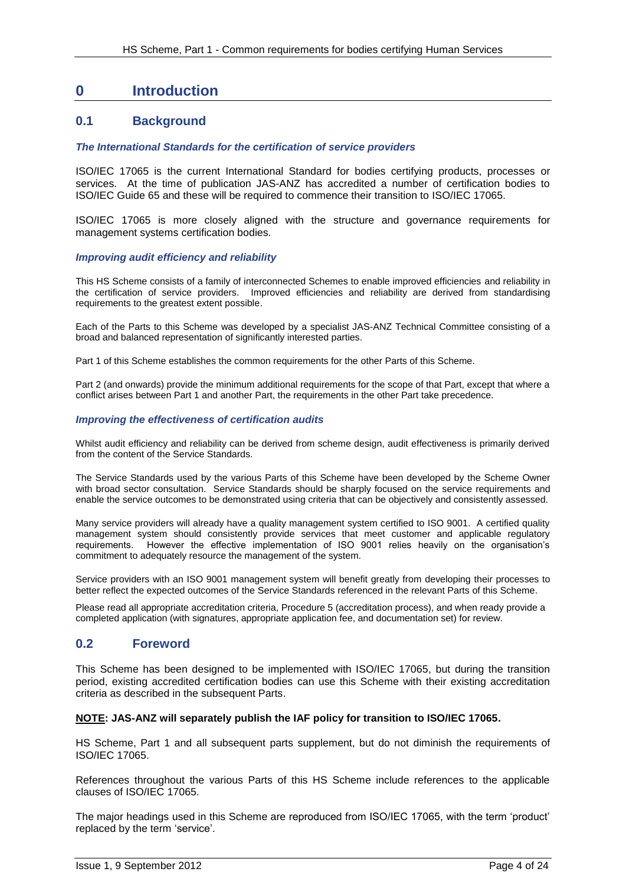# 0 Introduction

## 0.1 Background

### *The International Standards for the certification of service providers*

ISO/IEC 17065 is the current International Standard for bodies certifying products, processes or services. At the time of publication JAS-ANZ has accredited a number of certification bodies to ISO/IEC Guide 65 and these will be required to commence their transition to ISO/IEC 17065.

ISO/IEC 17065 is more closely aligned with the structure and governance requirements for management systems certification bodies.

### *Improving audit efficiency and reliability*

This HS Scheme consists of a family of interconnected Schemes to enable improved efficiencies and reliability in the certification of service providers. Improved efficiencies and reliability are derived from standardising requirements to the greatest extent possible.

Each of the Parts to this Scheme was developed by a specialist JAS-ANZ Technical Committee consisting of a broad and balanced representation of significantly interested parties.

Part 1 of this Scheme establishes the common requirements for the other Parts of this Scheme.

Part 2 (and onwards) provide the minimum additional requirements for the scope of that Part, except that where a conflict arises between Part 1 and another Part, the requirements in the other Part take precedence.

### *Improving the effectiveness of certification audits*

Whilst audit efficiency and reliability can be derived from scheme design, audit effectiveness is primarily derived from the content of the Service Standards.

The Service Standards used by the various Parts of this Scheme have been developed by the Scheme Owner with broad sector consultation. Service Standards should be sharply focused on the service requirements and enable the service outcomes to be demonstrated using criteria that can be objectively and consistently assessed.

Many service providers will already have a quality management system certified to ISO 9001. A certified quality management system should consistently provide services that meet customer and applicable regulatory requirements. However the effective implementation of ISO 9001 relies heavily on the organisation's commitment to adequately resource the management of the system.

Service providers with an ISO 9001 management system will benefit greatly from developing their processes to better reflect the expected outcomes of the Service Standards referenced in the relevant Parts of this Scheme.

Please read all appropriate accreditation criteria, Procedure 5 (accreditation process), and when ready provide a completed application (with signatures, appropriate application fee, and documentation set) for review.

## 0.2 Foreword

This Scheme has been designed to be implemented with ISO/IEC 17065, but during the transition period, existing accredited certification bodies can use this Scheme with their existing accreditation criteria as described in the subsequent Parts.

**NOTE: JAS-ANZ will separately publish the IAF policy for transition to ISO/IEC 17065.**

HS Scheme, Part 1 and all subsequent parts supplement, but do not diminish the requirements of ISO/IEC 17065.

References throughout the various Parts of this HS Scheme include references to the applicable clauses of ISO/IEC 17065.

The major headings used in this Scheme are reproduced from ISO/IEC 17065, with the term 'product' replaced by the term 'service'.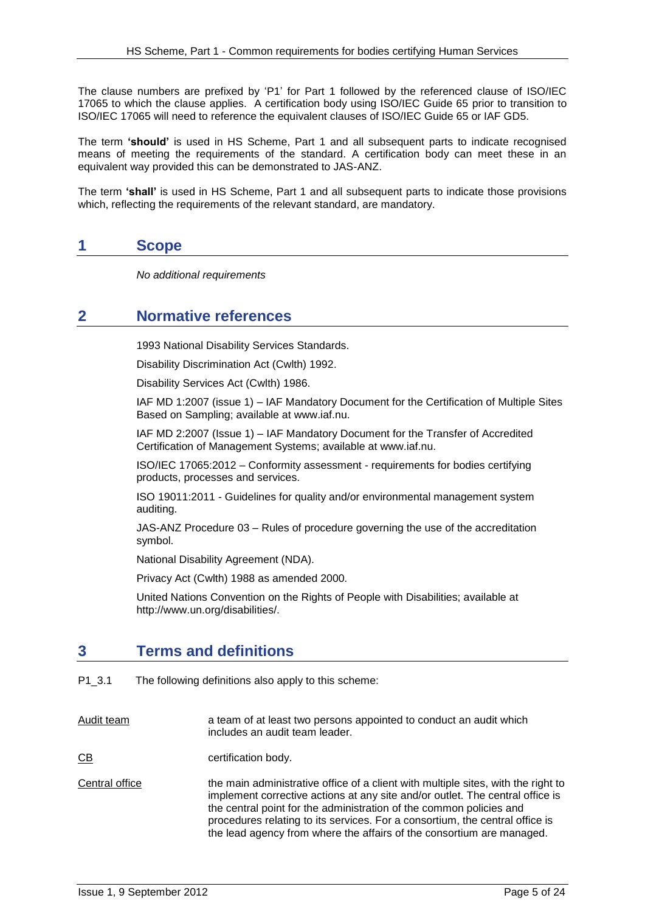The clause numbers are prefixed by 'P1' for Part 1 followed by the referenced clause of ISO/IEC 17065 to which the clause applies. A certification body using ISO/IEC Guide 65 prior to transition to ISO/IEC 17065 will need to reference the equivalent clauses of ISO/IEC Guide 65 or IAF GD5.

The term **'should'** is used in HS Scheme, Part 1 and all subsequent parts to indicate recognised means of meeting the requirements of the standard. A certification body can meet these in an equivalent way provided this can be demonstrated to JAS-ANZ.

The term **'shall'** is used in HS Scheme, Part 1 and all subsequent parts to indicate those provisions which, reflecting the requirements of the relevant standard, are mandatory.

## 1 Scope

*No additional requirements*

## 2 Normative references

1993 National Disability Services Standards.

Disability Discrimination Act (Cwlth) 1992.

Disability Services Act (Cwlth) 1986.

IAF MD 1:2007 (issue 1) – IAF Mandatory Document for the Certification of Multiple Sites Based on Sampling; available at www.iaf.nu.

IAF MD 2:2007 (Issue 1) – IAF Mandatory Document for the Transfer of Accredited Certification of Management Systems; available at www.iaf.nu.

ISO/IEC 17065:2012 – Conformity assessment - requirements for bodies certifying products, processes and services.

ISO 19011:2011 - Guidelines for quality and/or environmental management system auditing.

JAS-ANZ Procedure 03 – Rules of procedure governing the use of the accreditation symbol.

National Disability Agreement (NDA).

Privacy Act (Cwlth) 1988 as amended 2000.

United Nations Convention on the Rights of People with Disabilities; available at http://www.un.org/disabilities/.

## 3 Terms and definitions

P1_3.1 The following definitions also apply to this scheme:

Audit team — a team of at least two persons appointed to conduct an audit which includes an audit team leader.

CB — certification body.

Central office — the main administrative office of a client with multiple sites, with the right to implement corrective actions at any site and/or outlet. The central office is the central point for the administration of the common policies and procedures relating to its services. For a consortium, the central office is the lead agency from where the affairs of the consortium are managed.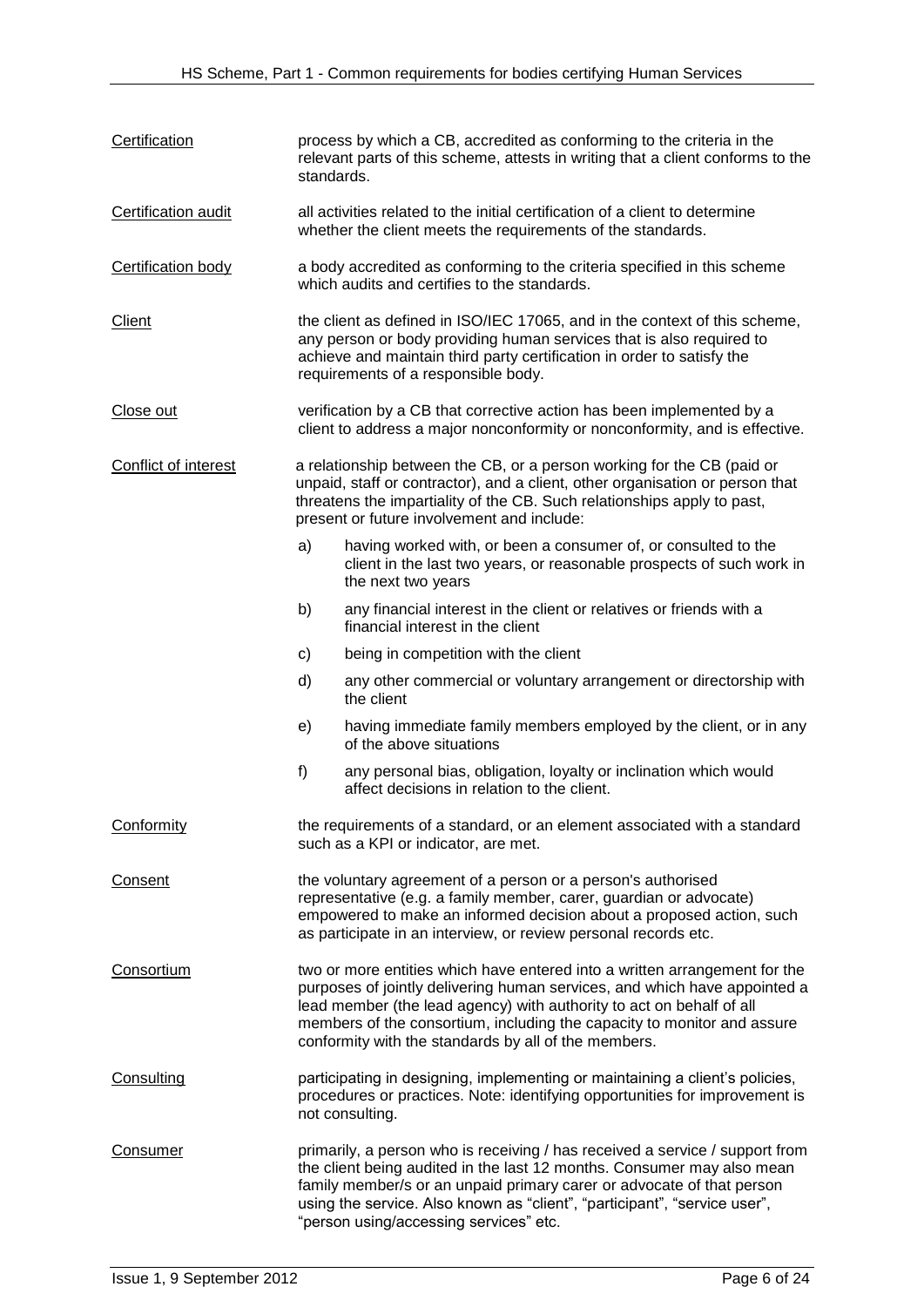**Certification** — process by which a CB, accredited as conforming to the criteria in the relevant parts of this scheme, attests in writing that a client conforms to the standards.

**Certification audit** — all activities related to the initial certification of a client to determine whether the client meets the requirements of the standards.

**Certification body** — a body accredited as conforming to the criteria specified in this scheme which audits and certifies to the standards.

**Client** — the client as defined in ISO/IEC 17065, and in the context of this scheme, any person or body providing human services that is also required to achieve and maintain third party certification in order to satisfy the requirements of a responsible body.

**Close out** — verification by a CB that corrective action has been implemented by a client to address a major nonconformity or nonconformity, and is effective.

**Conflict of interest** — a relationship between the CB, or a person working for the CB (paid or unpaid, staff or contractor), and a client, other organisation or person that threatens the impartiality of the CB. Such relationships apply to past, present or future involvement and include:

a) having worked with, or been a consumer of, or consulted to the client in the last two years, or reasonable prospects of such work in the next two years

b) any financial interest in the client or relatives or friends with a financial interest in the client

c) being in competition with the client

d) any other commercial or voluntary arrangement or directorship with the client

e) having immediate family members employed by the client, or in any of the above situations

f) any personal bias, obligation, loyalty or inclination which would affect decisions in relation to the client.

**Conformity** — the requirements of a standard, or an element associated with a standard such as a KPI or indicator, are met.

**Consent** — the voluntary agreement of a person or a person's authorised representative (e.g. a family member, carer, guardian or advocate) empowered to make an informed decision about a proposed action, such as participate in an interview, or review personal records etc.

**Consortium** — two or more entities which have entered into a written arrangement for the purposes of jointly delivering human services, and which have appointed a lead member (the lead agency) with authority to act on behalf of all members of the consortium, including the capacity to monitor and assure conformity with the standards by all of the members.

**Consulting** — participating in designing, implementing or maintaining a client's policies, procedures or practices. Note: identifying opportunities for improvement is not consulting.

**Consumer** — primarily, a person who is receiving / has received a service / support from the client being audited in the last 12 months. Consumer may also mean family member/s or an unpaid primary carer or advocate of that person using the service. Also known as "client", "participant", "service user", "person using/accessing services" etc.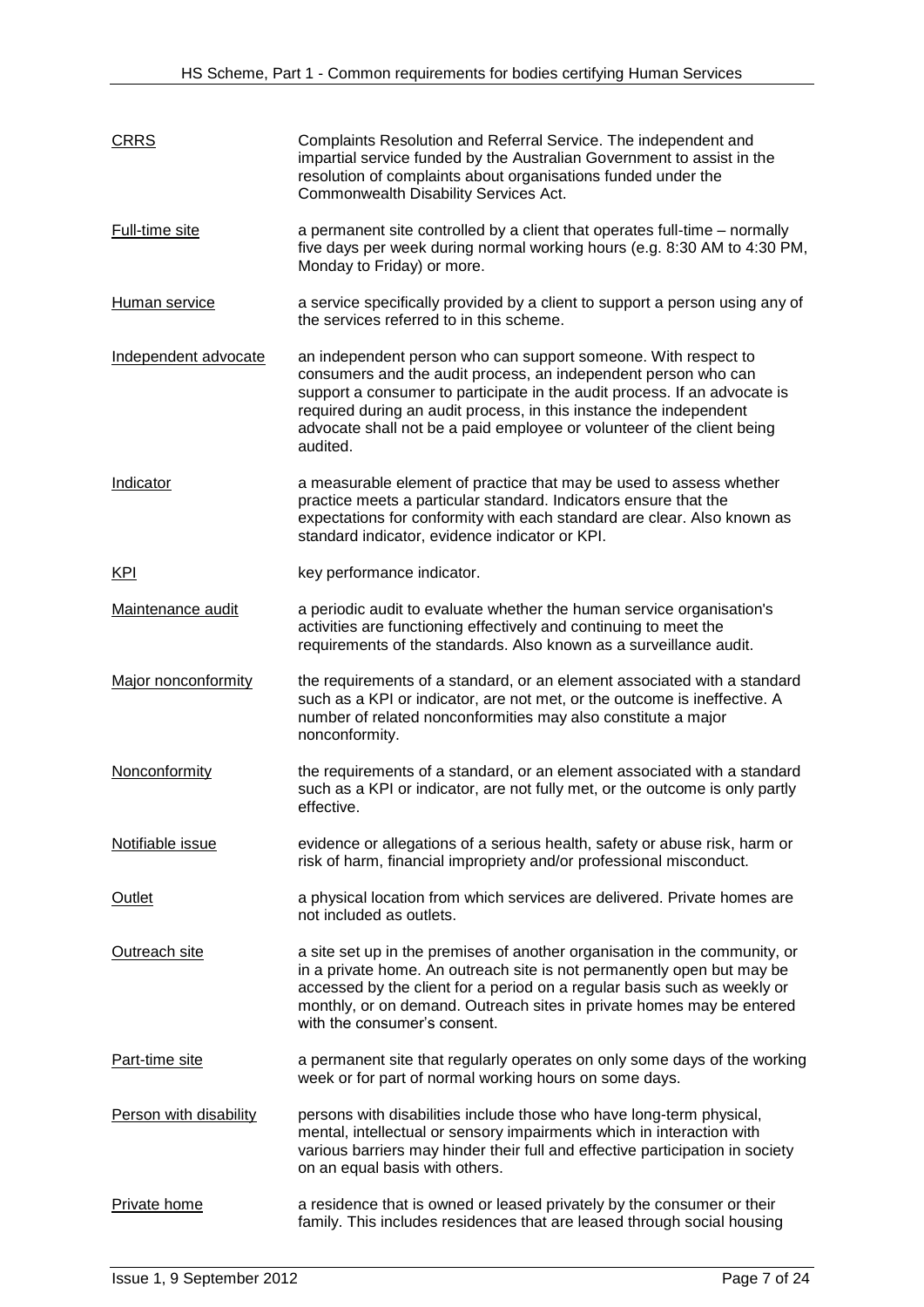| | |
|---|---|
| <u>CRRS</u> | Complaints Resolution and Referral Service. The independent and impartial service funded by the Australian Government to assist in the resolution of complaints about organisations funded under the Commonwealth Disability Services Act. |
| <u>Full-time site</u> | a permanent site controlled by a client that operates full-time – normally five days per week during normal working hours (e.g. 8:30 AM to 4:30 PM, Monday to Friday) or more. |
| <u>Human service</u> | a service specifically provided by a client to support a person using any of the services referred to in this scheme. |
| <u>Independent advocate</u> | an independent person who can support someone. With respect to consumers and the audit process, an independent person who can support a consumer to participate in the audit process. If an advocate is required during an audit process, in this instance the independent advocate shall not be a paid employee or volunteer of the client being audited. |
| <u>Indicator</u> | a measurable element of practice that may be used to assess whether practice meets a particular standard. Indicators ensure that the expectations for conformity with each standard are clear. Also known as standard indicator, evidence indicator or KPI. |
| <u>KPI</u> | key performance indicator. |
| <u>Maintenance audit</u> | a periodic audit to evaluate whether the human service organisation's activities are functioning effectively and continuing to meet the requirements of the standards. Also known as a surveillance audit. |
| <u>Major nonconformity</u> | the requirements of a standard, or an element associated with a standard such as a KPI or indicator, are not met, or the outcome is ineffective. A number of related nonconformities may also constitute a major nonconformity. |
| <u>Nonconformity</u> | the requirements of a standard, or an element associated with a standard such as a KPI or indicator, are not fully met, or the outcome is only partly effective. |
| <u>Notifiable issue</u> | evidence or allegations of a serious health, safety or abuse risk, harm or risk of harm, financial impropriety and/or professional misconduct. |
| <u>Outlet</u> | a physical location from which services are delivered. Private homes are not included as outlets. |
| <u>Outreach site</u> | a site set up in the premises of another organisation in the community, or in a private home. An outreach site is not permanently open but may be accessed by the client for a period on a regular basis such as weekly or monthly, or on demand. Outreach sites in private homes may be entered with the consumer's consent. |
| <u>Part-time site</u> | a permanent site that regularly operates on only some days of the working week or for part of normal working hours on some days. |
| <u>Person with disability</u> | persons with disabilities include those who have long-term physical, mental, intellectual or sensory impairments which in interaction with various barriers may hinder their full and effective participation in society on an equal basis with others. |
| <u>Private home</u> | a residence that is owned or leased privately by the consumer or their family. This includes residences that are leased through social housing |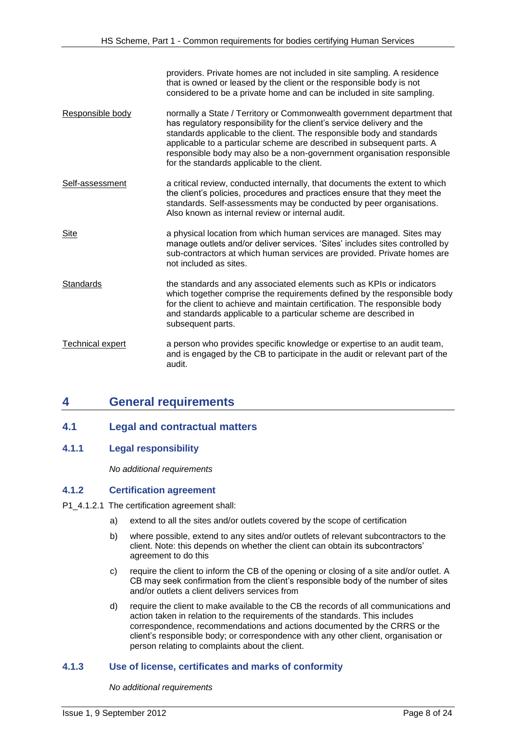providers. Private homes are not included in site sampling. A residence that is owned or leased by the client or the responsible body is not considered to be a private home and can be included in site sampling.

Responsible body
: normally a State / Territory or Commonwealth government department that has regulatory responsibility for the client's service delivery and the standards applicable to the client. The responsible body and standards applicable to a particular scheme are described in subsequent parts. A responsible body may also be a non-government organisation responsible for the standards applicable to the client.

Self-assessment
: a critical review, conducted internally, that documents the extent to which the client's policies, procedures and practices ensure that they meet the standards. Self-assessments may be conducted by peer organisations. Also known as internal review or internal audit.

Site
: a physical location from which human services are managed. Sites may manage outlets and/or deliver services. 'Sites' includes sites controlled by sub-contractors at which human services are provided. Private homes are not included as sites.

Standards
: the standards and any associated elements such as KPIs or indicators which together comprise the requirements defined by the responsible body for the client to achieve and maintain certification. The responsible body and standards applicable to a particular scheme are described in subsequent parts.

Technical expert
: a person who provides specific knowledge or expertise to an audit team, and is engaged by the CB to participate in the audit or relevant part of the audit.

# 4 General requirements

## 4.1 Legal and contractual matters

### 4.1.1 Legal responsibility

*No additional requirements*

### 4.1.2 Certification agreement

P1_4.1.2.1 The certification agreement shall:

a) extend to all the sites and/or outlets covered by the scope of certification

b) where possible, extend to any sites and/or outlets of relevant subcontractors to the client. Note: this depends on whether the client can obtain its subcontractors' agreement to do this

c) require the client to inform the CB of the opening or closing of a site and/or outlet. A CB may seek confirmation from the client's responsible body of the number of sites and/or outlets a client delivers services from

d) require the client to make available to the CB the records of all communications and action taken in relation to the requirements of the standards. This includes correspondence, recommendations and actions documented by the CRRS or the client's responsible body; or correspondence with any other client, organisation or person relating to complaints about the client.

### 4.1.3 Use of license, certificates and marks of conformity

*No additional requirements*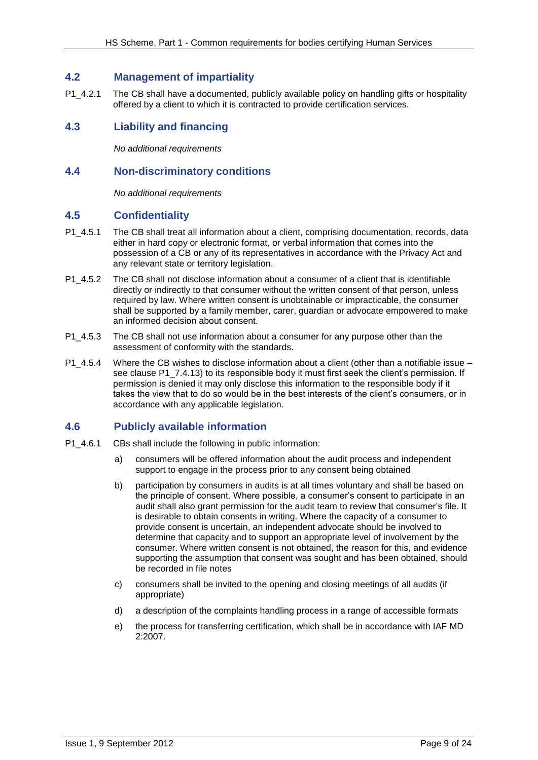## 4.2 Management of impartiality

P1_4.2.1 The CB shall have a documented, publicly available policy on handling gifts or hospitality offered by a client to which it is contracted to provide certification services.

## 4.3 Liability and financing

*No additional requirements*

## 4.4 Non-discriminatory conditions

*No additional requirements*

## 4.5 Confidentiality

P1_4.5.1 The CB shall treat all information about a client, comprising documentation, records, data either in hard copy or electronic format, or verbal information that comes into the possession of a CB or any of its representatives in accordance with the Privacy Act and any relevant state or territory legislation.

P1_4.5.2 The CB shall not disclose information about a consumer of a client that is identifiable directly or indirectly to that consumer without the written consent of that person, unless required by law. Where written consent is unobtainable or impracticable, the consumer shall be supported by a family member, carer, guardian or advocate empowered to make an informed decision about consent.

P1_4.5.3 The CB shall not use information about a consumer for any purpose other than the assessment of conformity with the standards.

P1_4.5.4 Where the CB wishes to disclose information about a client (other than a notifiable issue – see clause P1_7.4.13) to its responsible body it must first seek the client's permission. If permission is denied it may only disclose this information to the responsible body if it takes the view that to do so would be in the best interests of the client's consumers, or in accordance with any applicable legislation.

## 4.6 Publicly available information

P1_4.6.1 CBs shall include the following in public information:

a) consumers will be offered information about the audit process and independent support to engage in the process prior to any consent being obtained

b) participation by consumers in audits is at all times voluntary and shall be based on the principle of consent. Where possible, a consumer's consent to participate in an audit shall also grant permission for the audit team to review that consumer's file. It is desirable to obtain consents in writing. Where the capacity of a consumer to provide consent is uncertain, an independent advocate should be involved to determine that capacity and to support an appropriate level of involvement by the consumer. Where written consent is not obtained, the reason for this, and evidence supporting the assumption that consent was sought and has been obtained, should be recorded in file notes

c) consumers shall be invited to the opening and closing meetings of all audits (if appropriate)

d) a description of the complaints handling process in a range of accessible formats

e) the process for transferring certification, which shall be in accordance with IAF MD 2:2007.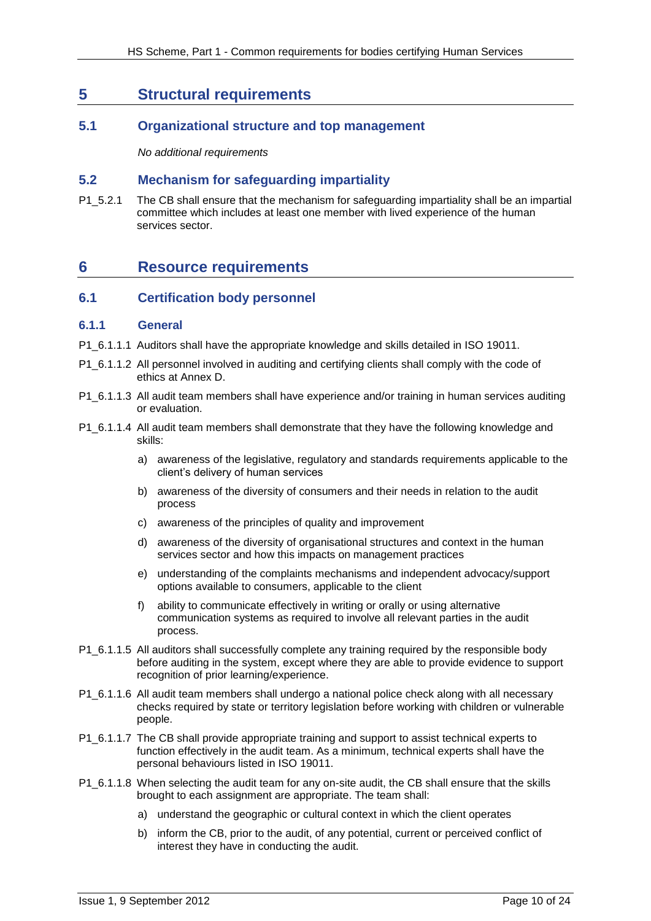# 5 Structural requirements

## 5.1 Organizational structure and top management

*No additional requirements*

## 5.2 Mechanism for safeguarding impartiality

P1_5.2.1 The CB shall ensure that the mechanism for safeguarding impartiality shall be an impartial committee which includes at least one member with lived experience of the human services sector.

# 6 Resource requirements

## 6.1 Certification body personnel

### 6.1.1 General

P1_6.1.1.1 Auditors shall have the appropriate knowledge and skills detailed in ISO 19011.

P1_6.1.1.2 All personnel involved in auditing and certifying clients shall comply with the code of ethics at Annex D.

P1_6.1.1.3 All audit team members shall have experience and/or training in human services auditing or evaluation.

P1_6.1.1.4 All audit team members shall demonstrate that they have the following knowledge and skills:

a) awareness of the legislative, regulatory and standards requirements applicable to the client's delivery of human services

b) awareness of the diversity of consumers and their needs in relation to the audit process

c) awareness of the principles of quality and improvement

d) awareness of the diversity of organisational structures and context in the human services sector and how this impacts on management practices

e) understanding of the complaints mechanisms and independent advocacy/support options available to consumers, applicable to the client

f) ability to communicate effectively in writing or orally or using alternative communication systems as required to involve all relevant parties in the audit process.

P1_6.1.1.5 All auditors shall successfully complete any training required by the responsible body before auditing in the system, except where they are able to provide evidence to support recognition of prior learning/experience.

P1_6.1.1.6 All audit team members shall undergo a national police check along with all necessary checks required by state or territory legislation before working with children or vulnerable people.

P1_6.1.1.7 The CB shall provide appropriate training and support to assist technical experts to function effectively in the audit team. As a minimum, technical experts shall have the personal behaviours listed in ISO 19011.

P1_6.1.1.8 When selecting the audit team for any on-site audit, the CB shall ensure that the skills brought to each assignment are appropriate. The team shall:

a) understand the geographic or cultural context in which the client operates

b) inform the CB, prior to the audit, of any potential, current or perceived conflict of interest they have in conducting the audit.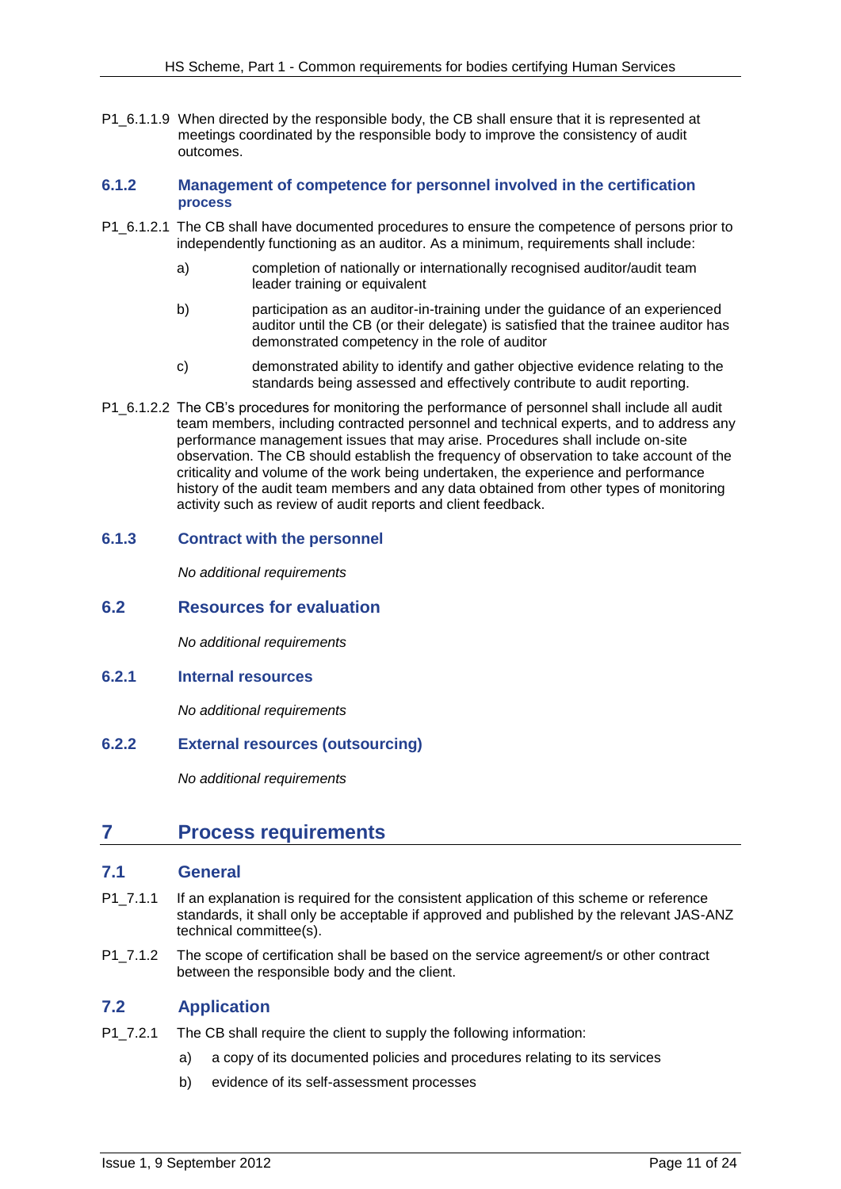P1_6.1.1.9 When directed by the responsible body, the CB shall ensure that it is represented at meetings coordinated by the responsible body to improve the consistency of audit outcomes.

### 6.1.2 Management of competence for personnel involved in the certification process

P1_6.1.2.1 The CB shall have documented procedures to ensure the competence of persons prior to independently functioning as an auditor. As a minimum, requirements shall include:

a) completion of nationally or internationally recognised auditor/audit team leader training or equivalent

b) participation as an auditor-in-training under the guidance of an experienced auditor until the CB (or their delegate) is satisfied that the trainee auditor has demonstrated competency in the role of auditor

c) demonstrated ability to identify and gather objective evidence relating to the standards being assessed and effectively contribute to audit reporting.

P1_6.1.2.2 The CB's procedures for monitoring the performance of personnel shall include all audit team members, including contracted personnel and technical experts, and to address any performance management issues that may arise. Procedures shall include on-site observation. The CB should establish the frequency of observation to take account of the criticality and volume of the work being undertaken, the experience and performance history of the audit team members and any data obtained from other types of monitoring activity such as review of audit reports and client feedback.

### 6.1.3 Contract with the personnel

*No additional requirements*

## 6.2 Resources for evaluation

*No additional requirements*

### 6.2.1 Internal resources

*No additional requirements*

### 6.2.2 External resources (outsourcing)

*No additional requirements*

# 7 Process requirements

## 7.1 General

P1_7.1.1 If an explanation is required for the consistent application of this scheme or reference standards, it shall only be acceptable if approved and published by the relevant JAS-ANZ technical committee(s).

P1_7.1.2 The scope of certification shall be based on the service agreement/s or other contract between the responsible body and the client.

## 7.2 Application

P1_7.2.1 The CB shall require the client to supply the following information:

a) a copy of its documented policies and procedures relating to its services

b) evidence of its self-assessment processes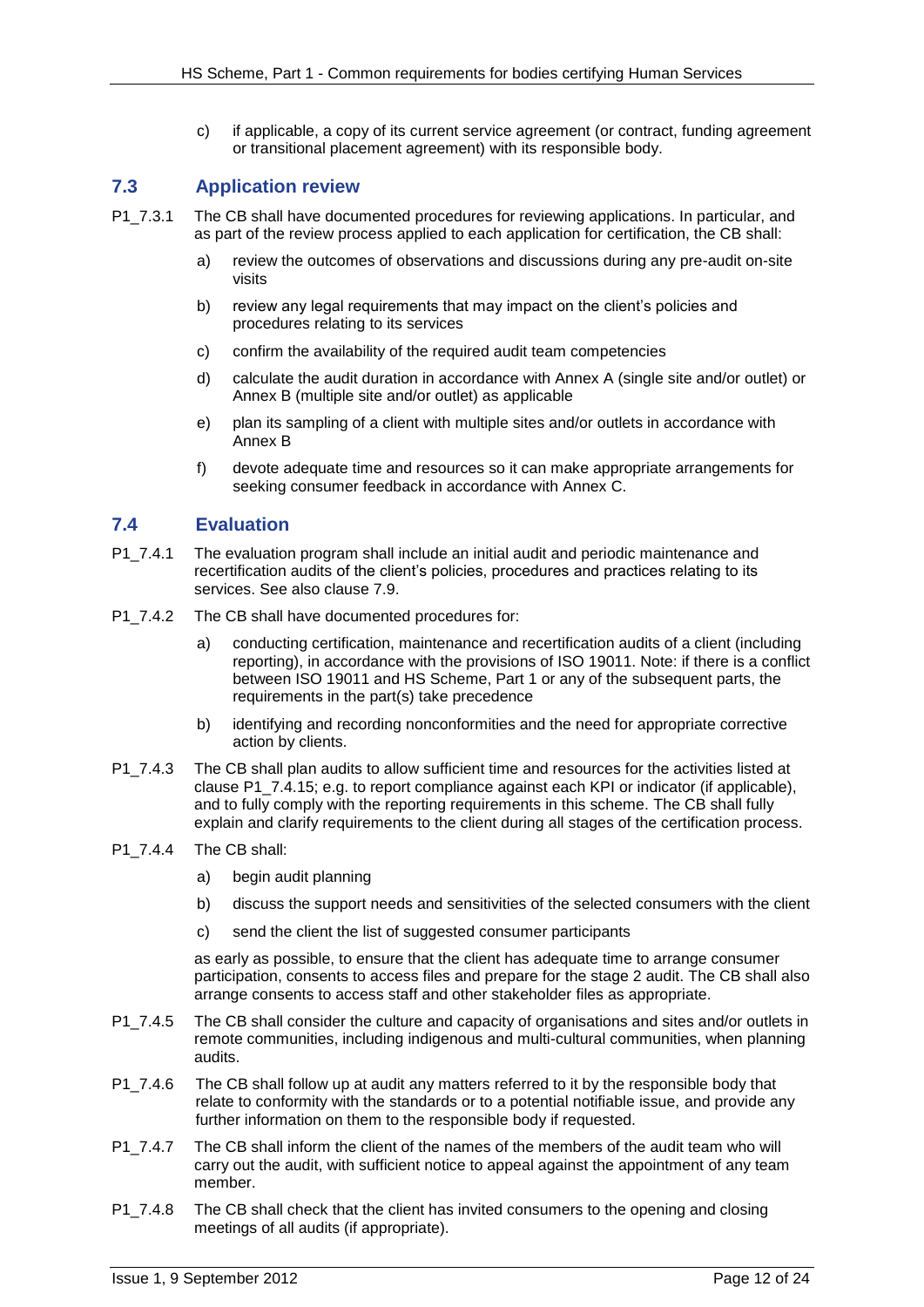c) if applicable, a copy of its current service agreement (or contract, funding agreement or transitional placement agreement) with its responsible body.

## 7.3 Application review

P1_7.3.1 The CB shall have documented procedures for reviewing applications. In particular, and as part of the review process applied to each application for certification, the CB shall:

a) review the outcomes of observations and discussions during any pre-audit on-site visits

b) review any legal requirements that may impact on the client's policies and procedures relating to its services

c) confirm the availability of the required audit team competencies

d) calculate the audit duration in accordance with Annex A (single site and/or outlet) or Annex B (multiple site and/or outlet) as applicable

e) plan its sampling of a client with multiple sites and/or outlets in accordance with Annex B

f) devote adequate time and resources so it can make appropriate arrangements for seeking consumer feedback in accordance with Annex C.

## 7.4 Evaluation

P1_7.4.1 The evaluation program shall include an initial audit and periodic maintenance and recertification audits of the client's policies, procedures and practices relating to its services. See also clause 7.9.

P1_7.4.2 The CB shall have documented procedures for:

a) conducting certification, maintenance and recertification audits of a client (including reporting), in accordance with the provisions of ISO 19011. Note: if there is a conflict between ISO 19011 and HS Scheme, Part 1 or any of the subsequent parts, the requirements in the part(s) take precedence

b) identifying and recording nonconformities and the need for appropriate corrective action by clients.

P1_7.4.3 The CB shall plan audits to allow sufficient time and resources for the activities listed at clause P1_7.4.15; e.g. to report compliance against each KPI or indicator (if applicable), and to fully comply with the reporting requirements in this scheme. The CB shall fully explain and clarify requirements to the client during all stages of the certification process.

P1_7.4.4 The CB shall:

a) begin audit planning

b) discuss the support needs and sensitivities of the selected consumers with the client

c) send the client the list of suggested consumer participants

as early as possible, to ensure that the client has adequate time to arrange consumer participation, consents to access files and prepare for the stage 2 audit. The CB shall also arrange consents to access staff and other stakeholder files as appropriate.

P1_7.4.5 The CB shall consider the culture and capacity of organisations and sites and/or outlets in remote communities, including indigenous and multi-cultural communities, when planning audits.

P1_7.4.6 The CB shall follow up at audit any matters referred to it by the responsible body that relate to conformity with the standards or to a potential notifiable issue, and provide any further information on them to the responsible body if requested.

P1_7.4.7 The CB shall inform the client of the names of the members of the audit team who will carry out the audit, with sufficient notice to appeal against the appointment of any team member.

P1_7.4.8 The CB shall check that the client has invited consumers to the opening and closing meetings of all audits (if appropriate).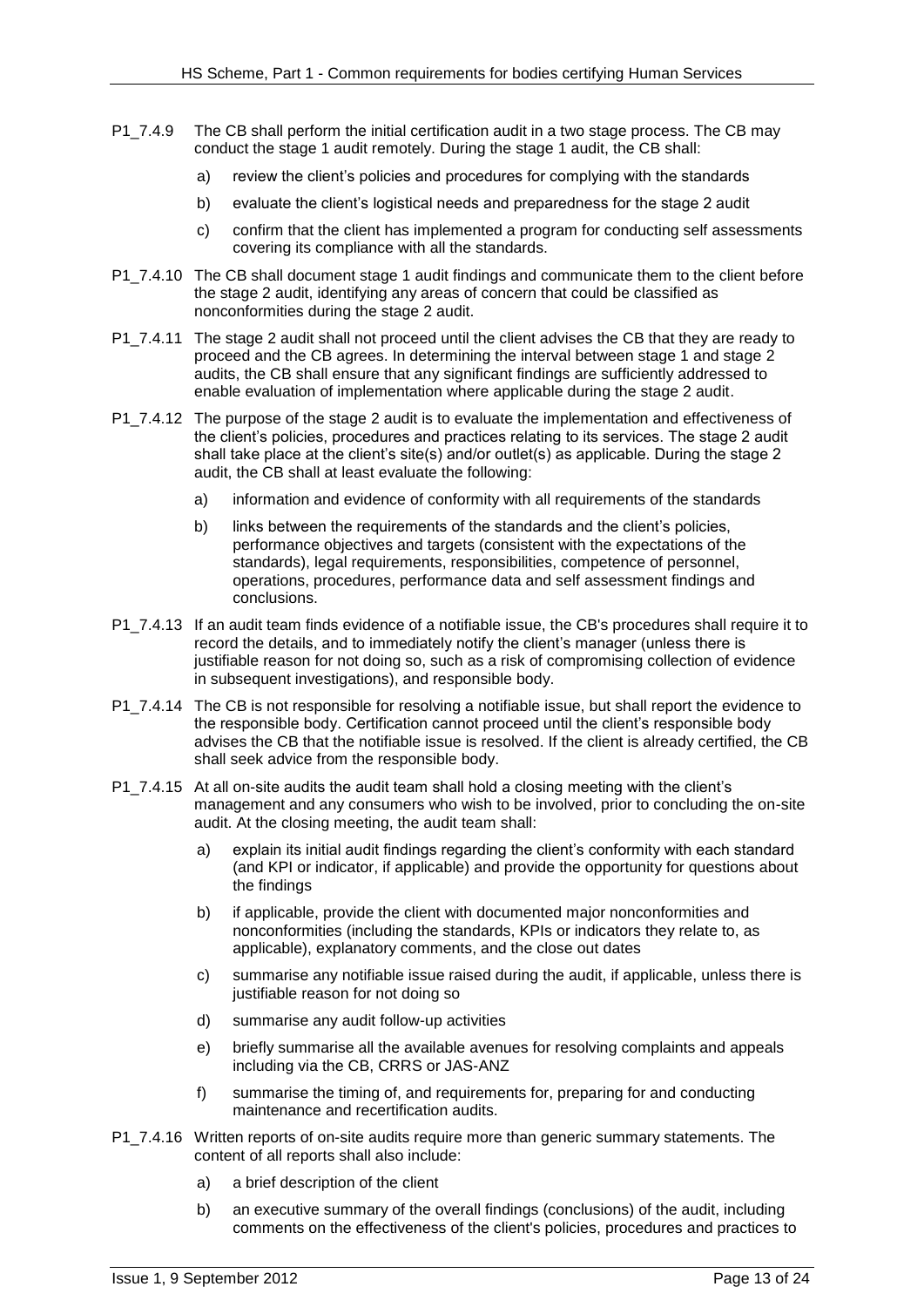P1_7.4.9 The CB shall perform the initial certification audit in a two stage process. The CB may conduct the stage 1 audit remotely. During the stage 1 audit, the CB shall:

a) review the client's policies and procedures for complying with the standards

b) evaluate the client's logistical needs and preparedness for the stage 2 audit

c) confirm that the client has implemented a program for conducting self assessments covering its compliance with all the standards.

P1_7.4.10 The CB shall document stage 1 audit findings and communicate them to the client before the stage 2 audit, identifying any areas of concern that could be classified as nonconformities during the stage 2 audit.

P1_7.4.11 The stage 2 audit shall not proceed until the client advises the CB that they are ready to proceed and the CB agrees. In determining the interval between stage 1 and stage 2 audits, the CB shall ensure that any significant findings are sufficiently addressed to enable evaluation of implementation where applicable during the stage 2 audit.

P1_7.4.12 The purpose of the stage 2 audit is to evaluate the implementation and effectiveness of the client's policies, procedures and practices relating to its services. The stage 2 audit shall take place at the client's site(s) and/or outlet(s) as applicable. During the stage 2 audit, the CB shall at least evaluate the following:

a) information and evidence of conformity with all requirements of the standards

b) links between the requirements of the standards and the client's policies, performance objectives and targets (consistent with the expectations of the standards), legal requirements, responsibilities, competence of personnel, operations, procedures, performance data and self assessment findings and conclusions.

P1_7.4.13 If an audit team finds evidence of a notifiable issue, the CB's procedures shall require it to record the details, and to immediately notify the client's manager (unless there is justifiable reason for not doing so, such as a risk of compromising collection of evidence in subsequent investigations), and responsible body.

P1_7.4.14 The CB is not responsible for resolving a notifiable issue, but shall report the evidence to the responsible body. Certification cannot proceed until the client's responsible body advises the CB that the notifiable issue is resolved. If the client is already certified, the CB shall seek advice from the responsible body.

P1_7.4.15 At all on-site audits the audit team shall hold a closing meeting with the client's management and any consumers who wish to be involved, prior to concluding the on-site audit. At the closing meeting, the audit team shall:

a) explain its initial audit findings regarding the client's conformity with each standard (and KPI or indicator, if applicable) and provide the opportunity for questions about the findings

b) if applicable, provide the client with documented major nonconformities and nonconformities (including the standards, KPIs or indicators they relate to, as applicable), explanatory comments, and the close out dates

c) summarise any notifiable issue raised during the audit, if applicable, unless there is justifiable reason for not doing so

d) summarise any audit follow-up activities

e) briefly summarise all the available avenues for resolving complaints and appeals including via the CB, CRRS or JAS-ANZ

f) summarise the timing of, and requirements for, preparing for and conducting maintenance and recertification audits.

P1_7.4.16 Written reports of on-site audits require more than generic summary statements. The content of all reports shall also include:

a) a brief description of the client

b) an executive summary of the overall findings (conclusions) of the audit, including comments on the effectiveness of the client's policies, procedures and practices to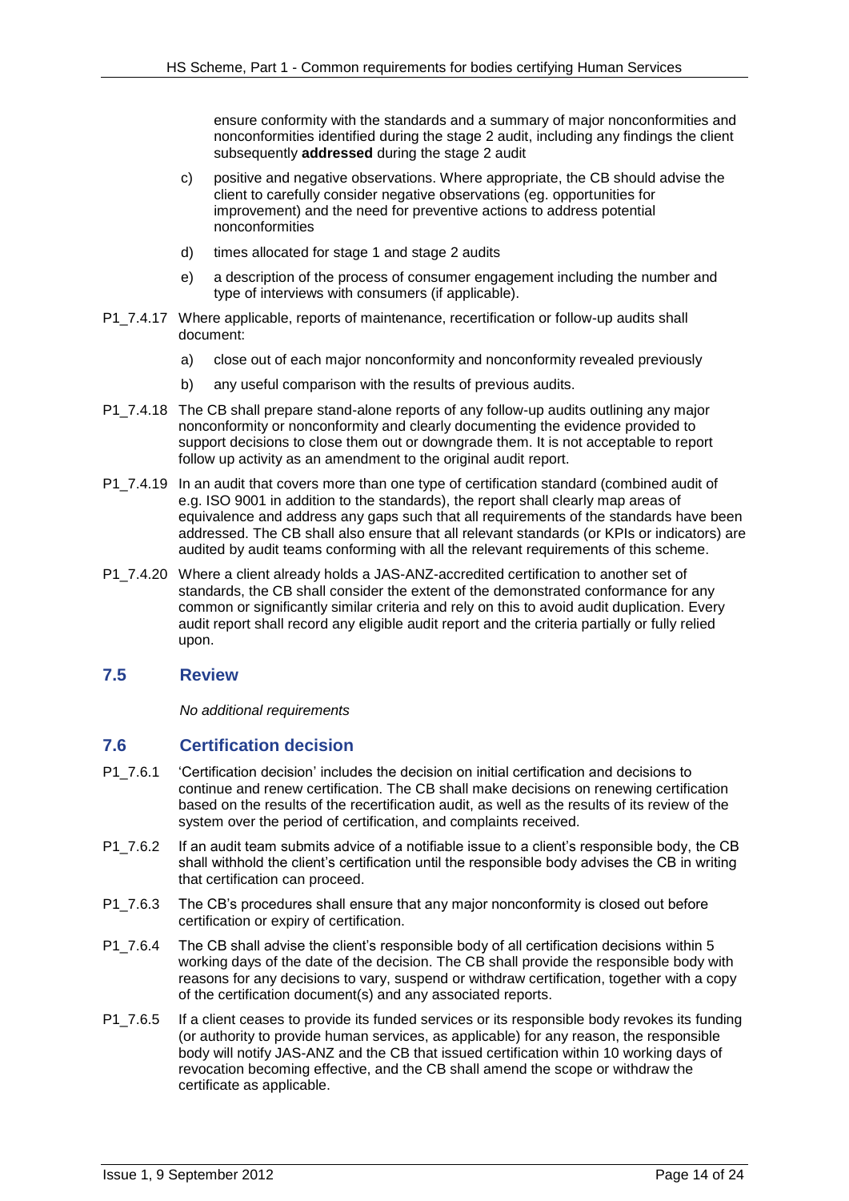ensure conformity with the standards and a summary of major nonconformities and nonconformities identified during the stage 2 audit, including any findings the client subsequently **addressed** during the stage 2 audit

c) positive and negative observations. Where appropriate, the CB should advise the client to carefully consider negative observations (eg. opportunities for improvement) and the need for preventive actions to address potential nonconformities

d) times allocated for stage 1 and stage 2 audits

e) a description of the process of consumer engagement including the number and type of interviews with consumers (if applicable).

P1_7.4.17 Where applicable, reports of maintenance, recertification or follow-up audits shall document:

a) close out of each major nonconformity and nonconformity revealed previously

b) any useful comparison with the results of previous audits.

P1_7.4.18 The CB shall prepare stand-alone reports of any follow-up audits outlining any major nonconformity or nonconformity and clearly documenting the evidence provided to support decisions to close them out or downgrade them. It is not acceptable to report follow up activity as an amendment to the original audit report.

P1_7.4.19 In an audit that covers more than one type of certification standard (combined audit of e.g. ISO 9001 in addition to the standards), the report shall clearly map areas of equivalence and address any gaps such that all requirements of the standards have been addressed. The CB shall also ensure that all relevant standards (or KPIs or indicators) are audited by audit teams conforming with all the relevant requirements of this scheme.

P1_7.4.20 Where a client already holds a JAS-ANZ-accredited certification to another set of standards, the CB shall consider the extent of the demonstrated conformance for any common or significantly similar criteria and rely on this to avoid audit duplication. Every audit report shall record any eligible audit report and the criteria partially or fully relied upon.

## 7.5 Review

*No additional requirements*

## 7.6 Certification decision

P1_7.6.1 'Certification decision' includes the decision on initial certification and decisions to continue and renew certification. The CB shall make decisions on renewing certification based on the results of the recertification audit, as well as the results of its review of the system over the period of certification, and complaints received.

P1_7.6.2 If an audit team submits advice of a notifiable issue to a client's responsible body, the CB shall withhold the client's certification until the responsible body advises the CB in writing that certification can proceed.

P1_7.6.3 The CB's procedures shall ensure that any major nonconformity is closed out before certification or expiry of certification.

P1_7.6.4 The CB shall advise the client's responsible body of all certification decisions within 5 working days of the date of the decision. The CB shall provide the responsible body with reasons for any decisions to vary, suspend or withdraw certification, together with a copy of the certification document(s) and any associated reports.

P1_7.6.5 If a client ceases to provide its funded services or its responsible body revokes its funding (or authority to provide human services, as applicable) for any reason, the responsible body will notify JAS-ANZ and the CB that issued certification within 10 working days of revocation becoming effective, and the CB shall amend the scope or withdraw the certificate as applicable.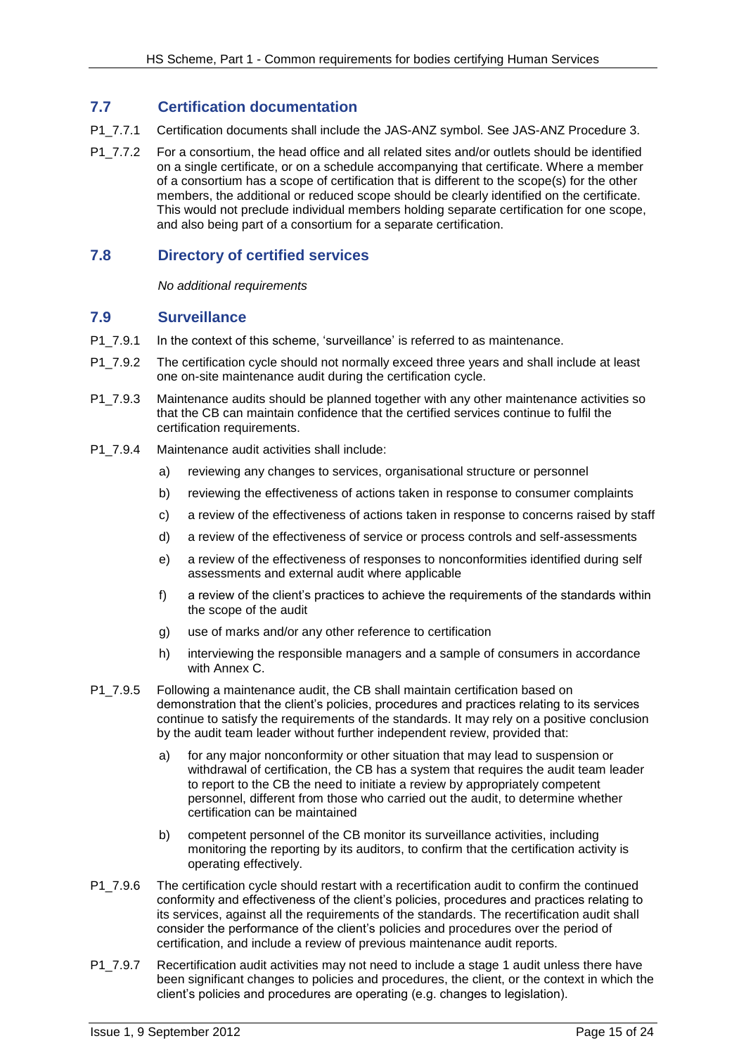## 7.7 Certification documentation

P1_7.7.1 Certification documents shall include the JAS-ANZ symbol. See JAS-ANZ Procedure 3.

P1_7.7.2 For a consortium, the head office and all related sites and/or outlets should be identified on a single certificate, or on a schedule accompanying that certificate. Where a member of a consortium has a scope of certification that is different to the scope(s) for the other members, the additional or reduced scope should be clearly identified on the certificate. This would not preclude individual members holding separate certification for one scope, and also being part of a consortium for a separate certification.

## 7.8 Directory of certified services

*No additional requirements*

## 7.9 Surveillance

P1_7.9.1 In the context of this scheme, 'surveillance' is referred to as maintenance.

P1_7.9.2 The certification cycle should not normally exceed three years and shall include at least one on-site maintenance audit during the certification cycle.

P1_7.9.3 Maintenance audits should be planned together with any other maintenance activities so that the CB can maintain confidence that the certified services continue to fulfil the certification requirements.

P1_7.9.4 Maintenance audit activities shall include:

a) reviewing any changes to services, organisational structure or personnel

b) reviewing the effectiveness of actions taken in response to consumer complaints

c) a review of the effectiveness of actions taken in response to concerns raised by staff

d) a review of the effectiveness of service or process controls and self-assessments

e) a review of the effectiveness of responses to nonconformities identified during self assessments and external audit where applicable

f) a review of the client's practices to achieve the requirements of the standards within the scope of the audit

g) use of marks and/or any other reference to certification

h) interviewing the responsible managers and a sample of consumers in accordance with Annex C.

P1_7.9.5 Following a maintenance audit, the CB shall maintain certification based on demonstration that the client's policies, procedures and practices relating to its services continue to satisfy the requirements of the standards. It may rely on a positive conclusion by the audit team leader without further independent review, provided that:

a) for any major nonconformity or other situation that may lead to suspension or withdrawal of certification, the CB has a system that requires the audit team leader to report to the CB the need to initiate a review by appropriately competent personnel, different from those who carried out the audit, to determine whether certification can be maintained

b) competent personnel of the CB monitor its surveillance activities, including monitoring the reporting by its auditors, to confirm that the certification activity is operating effectively.

P1_7.9.6 The certification cycle should restart with a recertification audit to confirm the continued conformity and effectiveness of the client's policies, procedures and practices relating to its services, against all the requirements of the standards. The recertification audit shall consider the performance of the client's policies and procedures over the period of certification, and include a review of previous maintenance audit reports.

P1_7.9.7 Recertification audit activities may not need to include a stage 1 audit unless there have been significant changes to policies and procedures, the client, or the context in which the client's policies and procedures are operating (e.g. changes to legislation).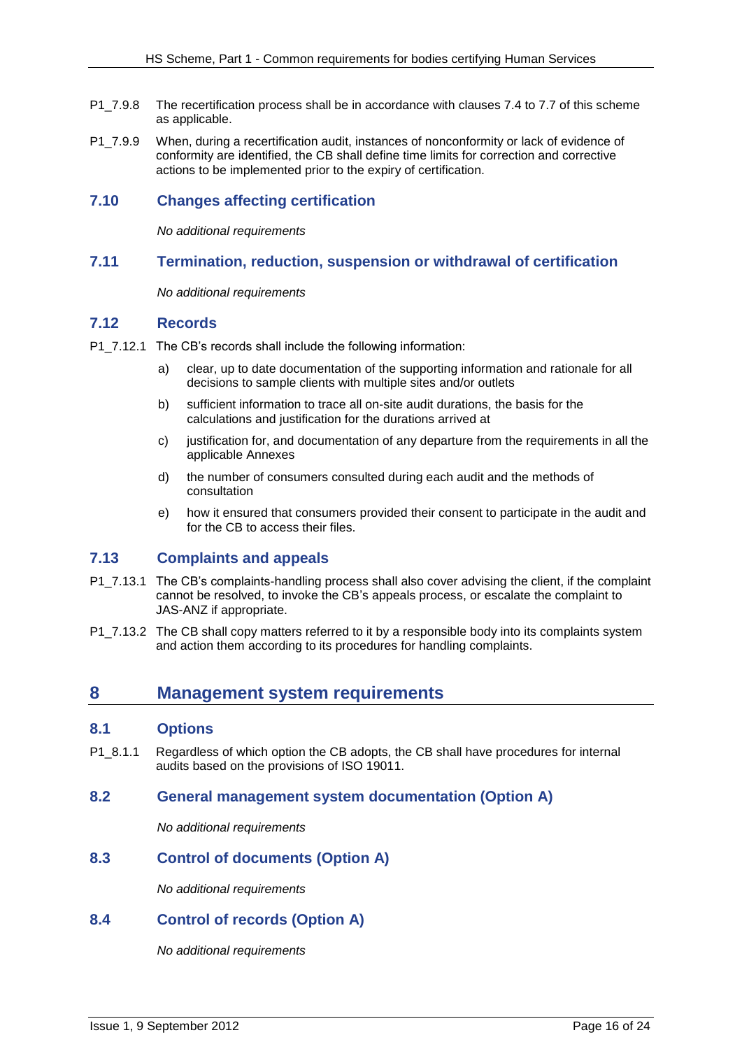P1_7.9.8 The recertification process shall be in accordance with clauses 7.4 to 7.7 of this scheme as applicable.

P1_7.9.9 When, during a recertification audit, instances of nonconformity or lack of evidence of conformity are identified, the CB shall define time limits for correction and corrective actions to be implemented prior to the expiry of certification.

### 7.10 Changes affecting certification

*No additional requirements*

### 7.11 Termination, reduction, suspension or withdrawal of certification

*No additional requirements*

### 7.12 Records

P1_7.12.1 The CB's records shall include the following information:

a) clear, up to date documentation of the supporting information and rationale for all decisions to sample clients with multiple sites and/or outlets

b) sufficient information to trace all on-site audit durations, the basis for the calculations and justification for the durations arrived at

c) justification for, and documentation of any departure from the requirements in all the applicable Annexes

d) the number of consumers consulted during each audit and the methods of consultation

e) how it ensured that consumers provided their consent to participate in the audit and for the CB to access their files.

### 7.13 Complaints and appeals

P1_7.13.1 The CB's complaints-handling process shall also cover advising the client, if the complaint cannot be resolved, to invoke the CB's appeals process, or escalate the complaint to JAS-ANZ if appropriate.

P1_7.13.2 The CB shall copy matters referred to it by a responsible body into its complaints system and action them according to its procedures for handling complaints.

## 8 Management system requirements

### 8.1 Options

P1_8.1.1 Regardless of which option the CB adopts, the CB shall have procedures for internal audits based on the provisions of ISO 19011.

### 8.2 General management system documentation (Option A)

*No additional requirements*

### 8.3 Control of documents (Option A)

*No additional requirements*

### 8.4 Control of records (Option A)

*No additional requirements*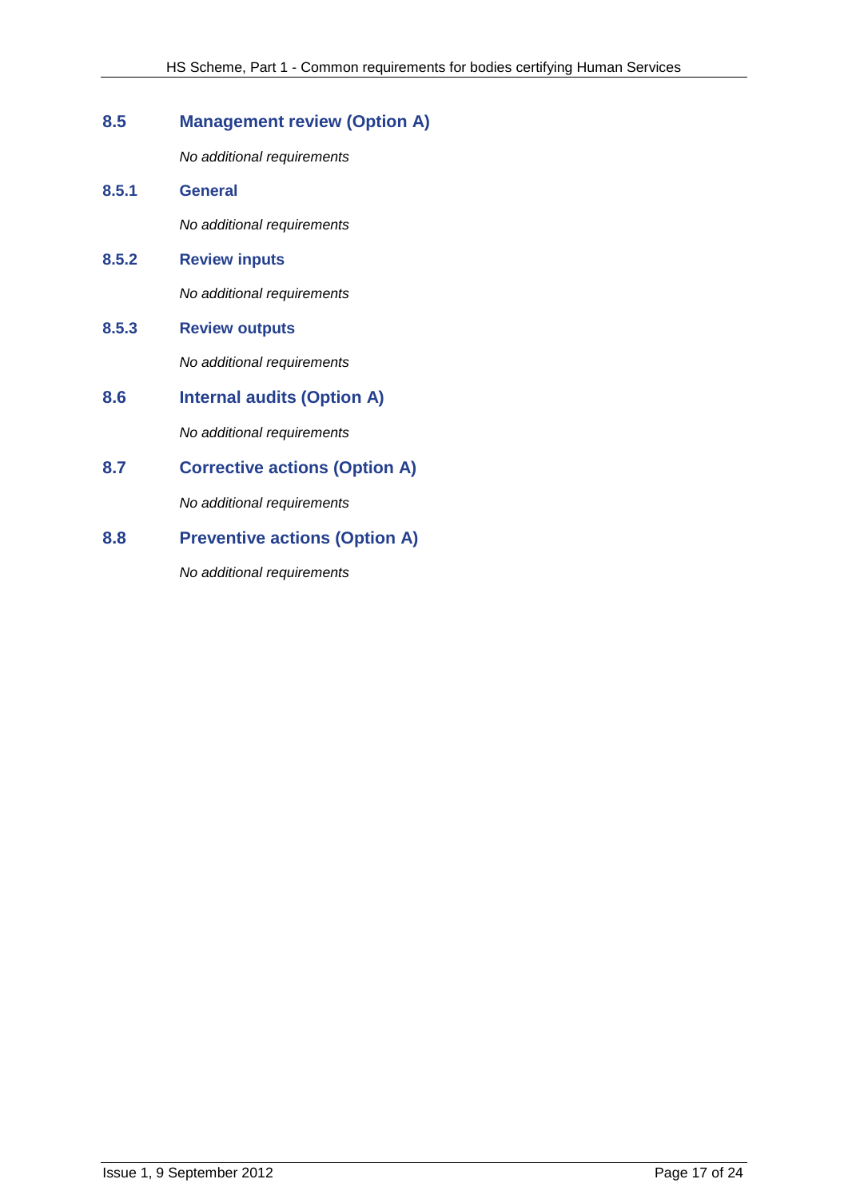## 8.5 Management review (Option A)

*No additional requirements*

### 8.5.1 General

*No additional requirements*

### 8.5.2 Review inputs

*No additional requirements*

### 8.5.3 Review outputs

*No additional requirements*

## 8.6 Internal audits (Option A)

*No additional requirements*

## 8.7 Corrective actions (Option A)

*No additional requirements*

## 8.8 Preventive actions (Option A)

*No additional requirements*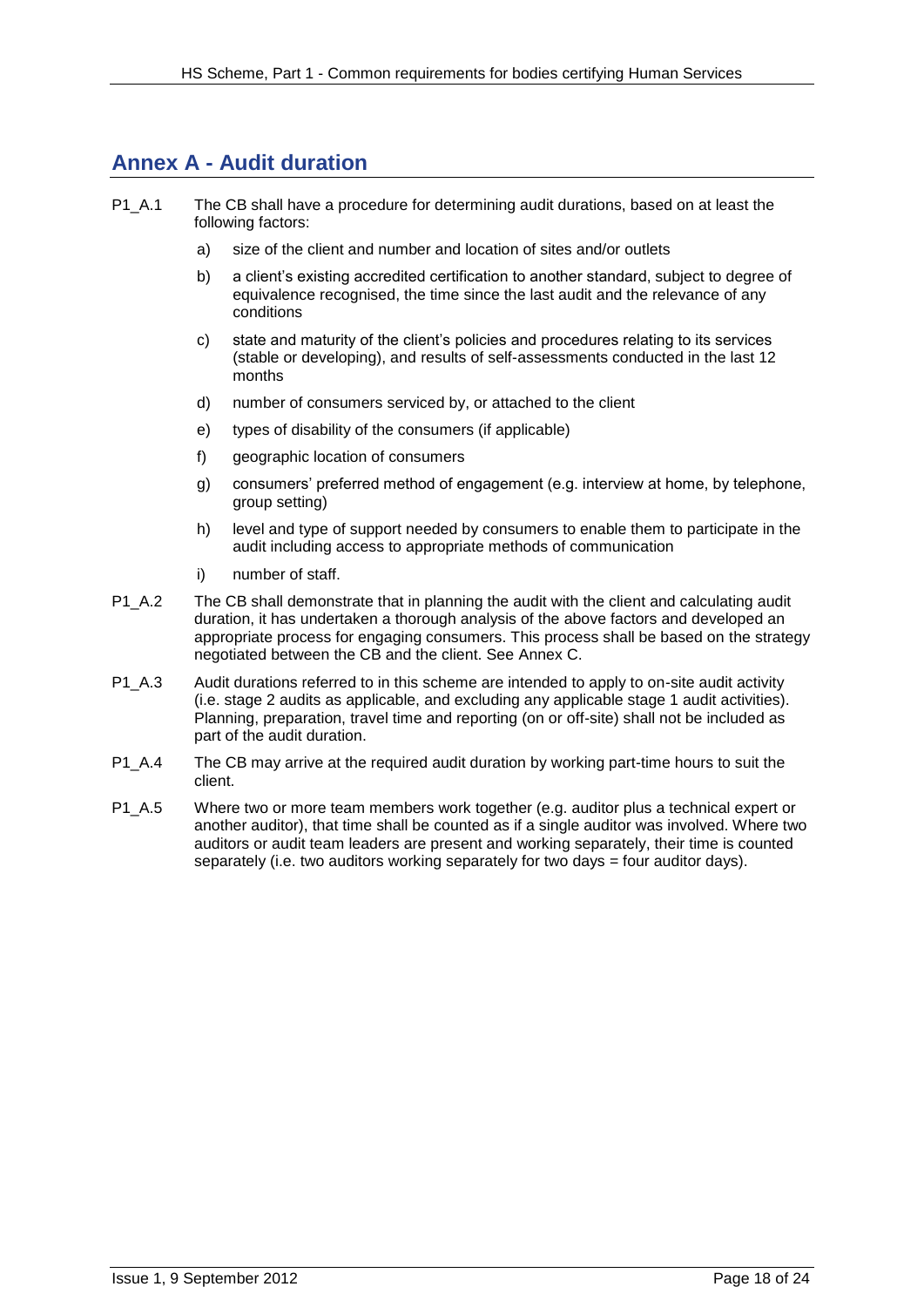## Annex A - Audit duration

P1_A.1 The CB shall have a procedure for determining audit durations, based on at least the following factors:

a) size of the client and number and location of sites and/or outlets

b) a client's existing accredited certification to another standard, subject to degree of equivalence recognised, the time since the last audit and the relevance of any conditions

c) state and maturity of the client's policies and procedures relating to its services (stable or developing), and results of self-assessments conducted in the last 12 months

d) number of consumers serviced by, or attached to the client

e) types of disability of the consumers (if applicable)

f) geographic location of consumers

g) consumers' preferred method of engagement (e.g. interview at home, by telephone, group setting)

h) level and type of support needed by consumers to enable them to participate in the audit including access to appropriate methods of communication

i) number of staff.

P1_A.2 The CB shall demonstrate that in planning the audit with the client and calculating audit duration, it has undertaken a thorough analysis of the above factors and developed an appropriate process for engaging consumers. This process shall be based on the strategy negotiated between the CB and the client. See Annex C.

P1_A.3 Audit durations referred to in this scheme are intended to apply to on-site audit activity (i.e. stage 2 audits as applicable, and excluding any applicable stage 1 audit activities). Planning, preparation, travel time and reporting (on or off-site) shall not be included as part of the audit duration.

P1_A.4 The CB may arrive at the required audit duration by working part-time hours to suit the client.

P1_A.5 Where two or more team members work together (e.g. auditor plus a technical expert or another auditor), that time shall be counted as if a single auditor was involved. Where two auditors or audit team leaders are present and working separately, their time is counted separately (i.e. two auditors working separately for two days = four auditor days).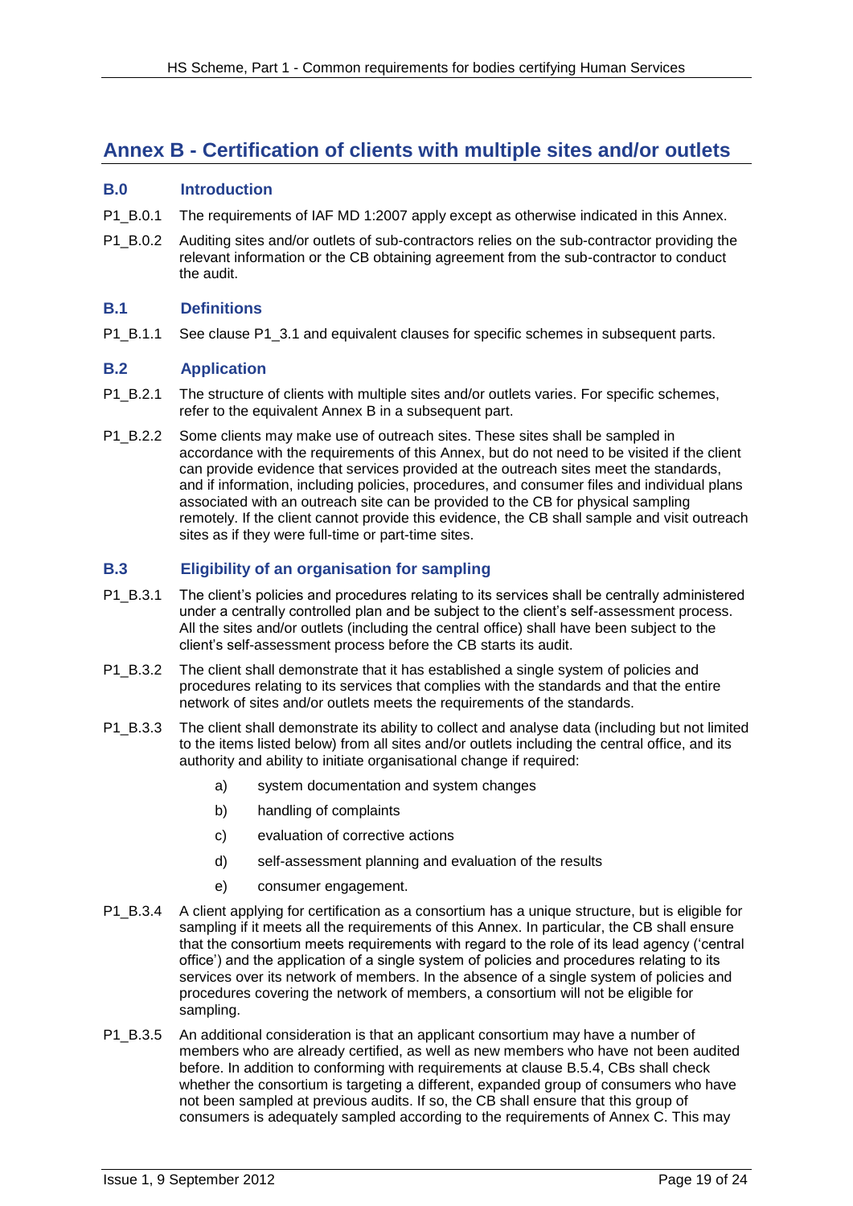# Annex B - Certification of clients with multiple sites and/or outlets

## B.0 Introduction

P1_B.0.1 The requirements of IAF MD 1:2007 apply except as otherwise indicated in this Annex.

P1_B.0.2 Auditing sites and/or outlets of sub-contractors relies on the sub-contractor providing the relevant information or the CB obtaining agreement from the sub-contractor to conduct the audit.

## B.1 Definitions

P1_B.1.1 See clause P1_3.1 and equivalent clauses for specific schemes in subsequent parts.

## B.2 Application

P1_B.2.1 The structure of clients with multiple sites and/or outlets varies. For specific schemes, refer to the equivalent Annex B in a subsequent part.

P1_B.2.2 Some clients may make use of outreach sites. These sites shall be sampled in accordance with the requirements of this Annex, but do not need to be visited if the client can provide evidence that services provided at the outreach sites meet the standards, and if information, including policies, procedures, and consumer files and individual plans associated with an outreach site can be provided to the CB for physical sampling remotely. If the client cannot provide this evidence, the CB shall sample and visit outreach sites as if they were full-time or part-time sites.

## B.3 Eligibility of an organisation for sampling

P1_B.3.1 The client's policies and procedures relating to its services shall be centrally administered under a centrally controlled plan and be subject to the client's self-assessment process. All the sites and/or outlets (including the central office) shall have been subject to the client's self-assessment process before the CB starts its audit.

P1_B.3.2 The client shall demonstrate that it has established a single system of policies and procedures relating to its services that complies with the standards and that the entire network of sites and/or outlets meets the requirements of the standards.

P1_B.3.3 The client shall demonstrate its ability to collect and analyse data (including but not limited to the items listed below) from all sites and/or outlets including the central office, and its authority and ability to initiate organisational change if required:

a) system documentation and system changes

b) handling of complaints

c) evaluation of corrective actions

d) self-assessment planning and evaluation of the results

e) consumer engagement.

P1_B.3.4 A client applying for certification as a consortium has a unique structure, but is eligible for sampling if it meets all the requirements of this Annex. In particular, the CB shall ensure that the consortium meets requirements with regard to the role of its lead agency ('central office') and the application of a single system of policies and procedures relating to its services over its network of members. In the absence of a single system of policies and procedures covering the network of members, a consortium will not be eligible for sampling.

P1_B.3.5 An additional consideration is that an applicant consortium may have a number of members who are already certified, as well as new members who have not been audited before. In addition to conforming with requirements at clause B.5.4, CBs shall check whether the consortium is targeting a different, expanded group of consumers who have not been sampled at previous audits. If so, the CB shall ensure that this group of consumers is adequately sampled according to the requirements of Annex C. This may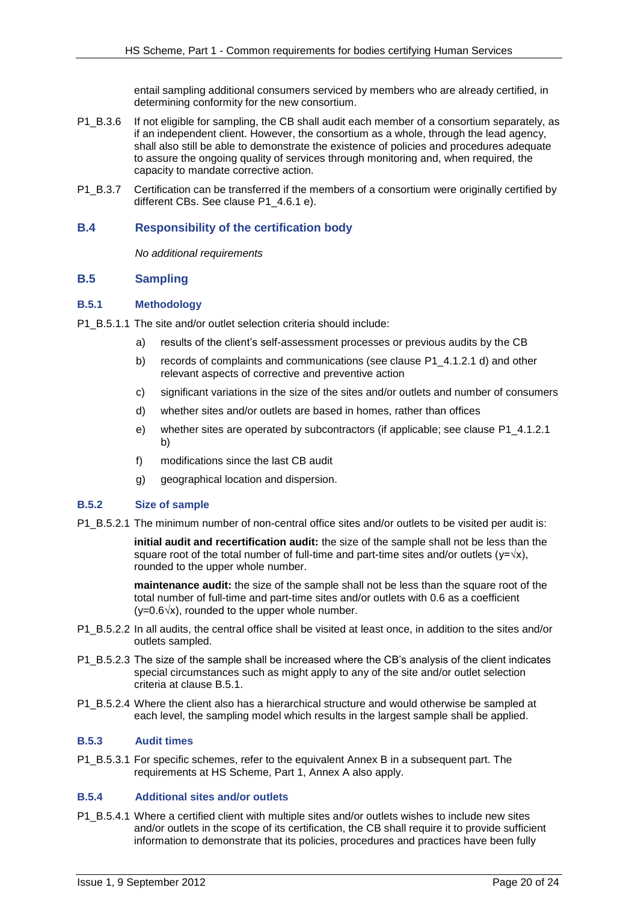entail sampling additional consumers serviced by members who are already certified, in determining conformity for the new consortium.

P1_B.3.6 If not eligible for sampling, the CB shall audit each member of a consortium separately, as if an independent client. However, the consortium as a whole, through the lead agency, shall also still be able to demonstrate the existence of policies and procedures adequate to assure the ongoing quality of services through monitoring and, when required, the capacity to mandate corrective action.

P1_B.3.7 Certification can be transferred if the members of a consortium were originally certified by different CBs. See clause P1_4.6.1 e).

## B.4 Responsibility of the certification body

*No additional requirements*

## B.5 Sampling

### B.5.1 Methodology

P1_B.5.1.1 The site and/or outlet selection criteria should include:

a) results of the client's self-assessment processes or previous audits by the CB

b) records of complaints and communications (see clause P1_4.1.2.1 d) and other relevant aspects of corrective and preventive action

c) significant variations in the size of the sites and/or outlets and number of consumers

d) whether sites and/or outlets are based in homes, rather than offices

e) whether sites are operated by subcontractors (if applicable; see clause P1_4.1.2.1 b)

f) modifications since the last CB audit

g) geographical location and dispersion.

### B.5.2 Size of sample

P1_B.5.2.1 The minimum number of non-central office sites and/or outlets to be visited per audit is:

**initial audit and recertification audit:** the size of the sample shall not be less than the square root of the total number of full-time and part-time sites and/or outlets ($y=\sqrt{x}$), rounded to the upper whole number.

**maintenance audit:** the size of the sample shall not be less than the square root of the total number of full-time and part-time sites and/or outlets with 0.6 as a coefficient ($y=0.6\sqrt{x}$), rounded to the upper whole number.

P1_B.5.2.2 In all audits, the central office shall be visited at least once, in addition to the sites and/or outlets sampled.

P1_B.5.2.3 The size of the sample shall be increased where the CB's analysis of the client indicates special circumstances such as might apply to any of the site and/or outlet selection criteria at clause B.5.1.

P1_B.5.2.4 Where the client also has a hierarchical structure and would otherwise be sampled at each level, the sampling model which results in the largest sample shall be applied.

### B.5.3 Audit times

P1_B.5.3.1 For specific schemes, refer to the equivalent Annex B in a subsequent part. The requirements at HS Scheme, Part 1, Annex A also apply.

### B.5.4 Additional sites and/or outlets

P1_B.5.4.1 Where a certified client with multiple sites and/or outlets wishes to include new sites and/or outlets in the scope of its certification, the CB shall require it to provide sufficient information to demonstrate that its policies, procedures and practices have been fully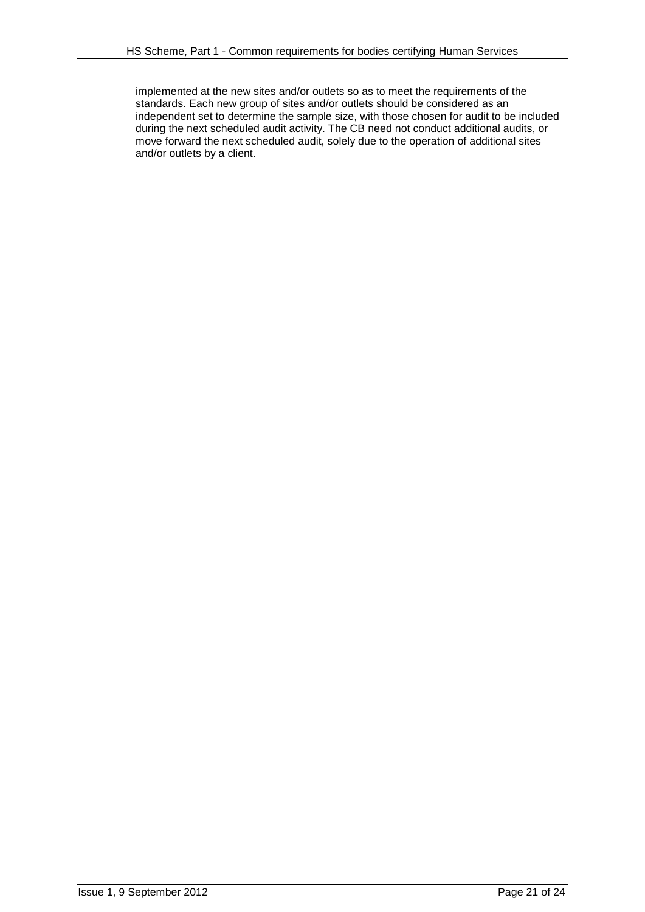implemented at the new sites and/or outlets so as to meet the requirements of the standards. Each new group of sites and/or outlets should be considered as an independent set to determine the sample size, with those chosen for audit to be included during the next scheduled audit activity. The CB need not conduct additional audits, or move forward the next scheduled audit, solely due to the operation of additional sites and/or outlets by a client.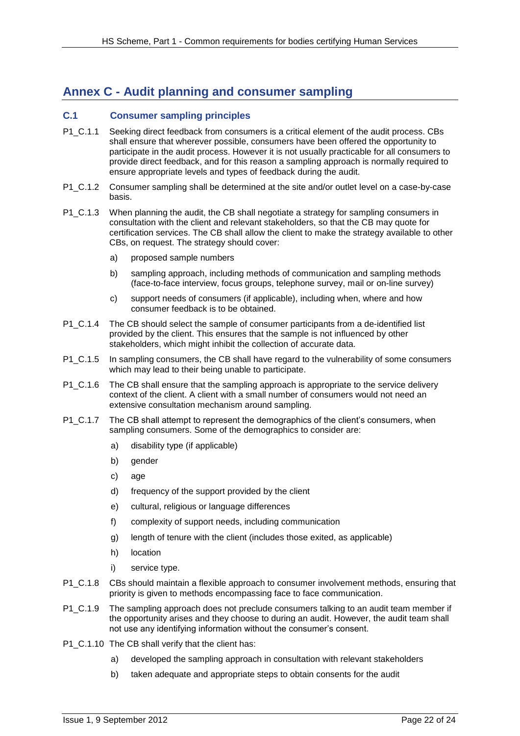## Annex C - Audit planning and consumer sampling

### C.1 Consumer sampling principles

P1_C.1.1 Seeking direct feedback from consumers is a critical element of the audit process. CBs shall ensure that wherever possible, consumers have been offered the opportunity to participate in the audit process. However it is not usually practicable for all consumers to provide direct feedback, and for this reason a sampling approach is normally required to ensure appropriate levels and types of feedback during the audit.

P1_C.1.2 Consumer sampling shall be determined at the site and/or outlet level on a case-by-case basis.

P1_C.1.3 When planning the audit, the CB shall negotiate a strategy for sampling consumers in consultation with the client and relevant stakeholders, so that the CB may quote for certification services. The CB shall allow the client to make the strategy available to other CBs, on request. The strategy should cover:

a) proposed sample numbers

b) sampling approach, including methods of communication and sampling methods (face-to-face interview, focus groups, telephone survey, mail or on-line survey)

c) support needs of consumers (if applicable), including when, where and how consumer feedback is to be obtained.

P1_C.1.4 The CB should select the sample of consumer participants from a de-identified list provided by the client. This ensures that the sample is not influenced by other stakeholders, which might inhibit the collection of accurate data.

P1_C.1.5 In sampling consumers, the CB shall have regard to the vulnerability of some consumers which may lead to their being unable to participate.

P1_C.1.6 The CB shall ensure that the sampling approach is appropriate to the service delivery context of the client. A client with a small number of consumers would not need an extensive consultation mechanism around sampling.

P1_C.1.7 The CB shall attempt to represent the demographics of the client's consumers, when sampling consumers. Some of the demographics to consider are:

a) disability type (if applicable)

b) gender

c) age

d) frequency of the support provided by the client

e) cultural, religious or language differences

f) complexity of support needs, including communication

g) length of tenure with the client (includes those exited, as applicable)

h) location

i) service type.

P1_C.1.8 CBs should maintain a flexible approach to consumer involvement methods, ensuring that priority is given to methods encompassing face to face communication.

P1_C.1.9 The sampling approach does not preclude consumers talking to an audit team member if the opportunity arises and they choose to during an audit. However, the audit team shall not use any identifying information without the consumer's consent.

P1_C.1.10 The CB shall verify that the client has:

a) developed the sampling approach in consultation with relevant stakeholders

b) taken adequate and appropriate steps to obtain consents for the audit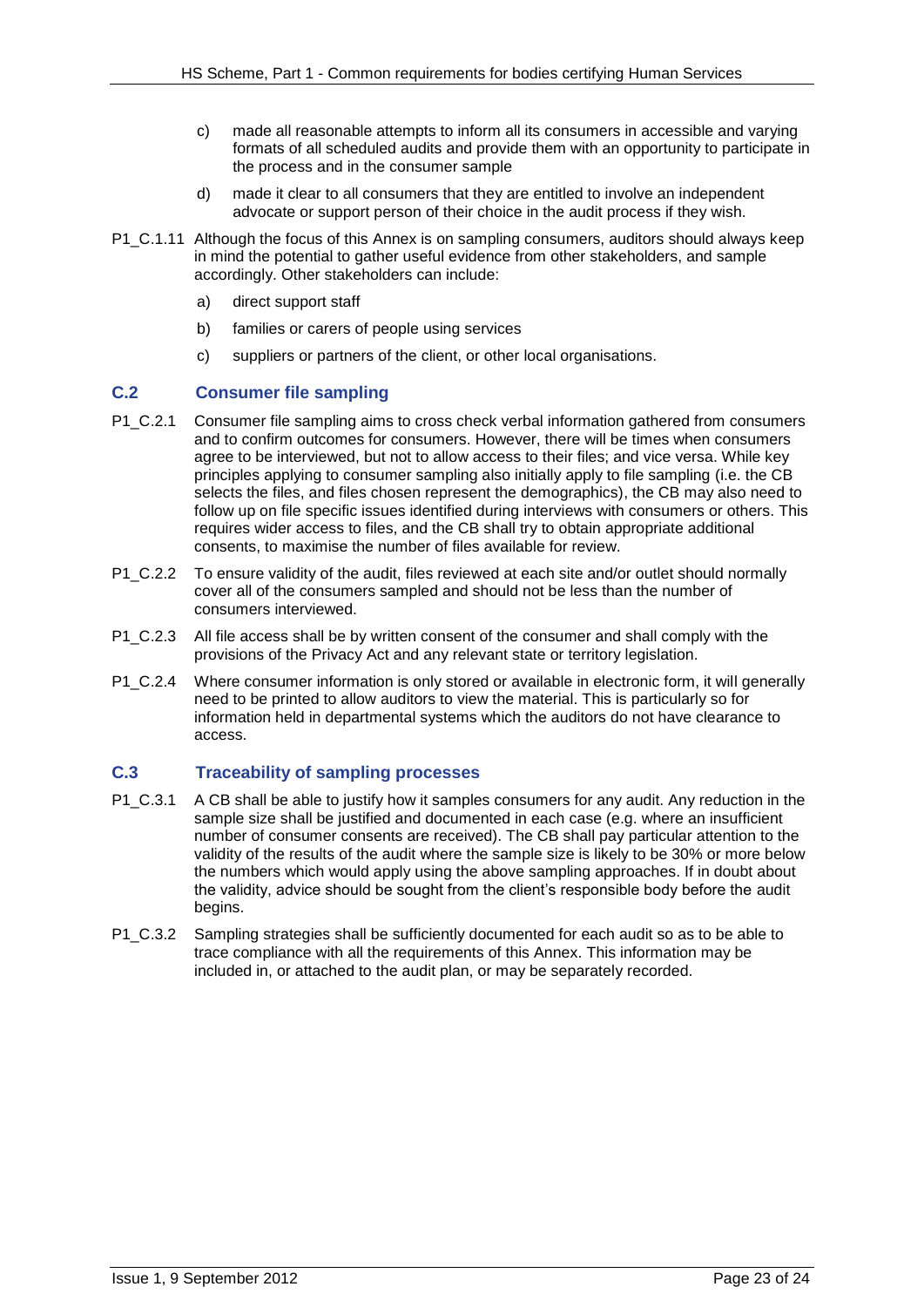c) made all reasonable attempts to inform all its consumers in accessible and varying formats of all scheduled audits and provide them with an opportunity to participate in the process and in the consumer sample

d) made it clear to all consumers that they are entitled to involve an independent advocate or support person of their choice in the audit process if they wish.

P1_C.1.11 Although the focus of this Annex is on sampling consumers, auditors should always keep in mind the potential to gather useful evidence from other stakeholders, and sample accordingly. Other stakeholders can include:

a) direct support staff

b) families or carers of people using services

c) suppliers or partners of the client, or other local organisations.

## C.2 Consumer file sampling

P1_C.2.1 Consumer file sampling aims to cross check verbal information gathered from consumers and to confirm outcomes for consumers. However, there will be times when consumers agree to be interviewed, but not to allow access to their files; and vice versa. While key principles applying to consumer sampling also initially apply to file sampling (i.e. the CB selects the files, and files chosen represent the demographics), the CB may also need to follow up on file specific issues identified during interviews with consumers or others. This requires wider access to files, and the CB shall try to obtain appropriate additional consents, to maximise the number of files available for review.

P1_C.2.2 To ensure validity of the audit, files reviewed at each site and/or outlet should normally cover all of the consumers sampled and should not be less than the number of consumers interviewed.

P1_C.2.3 All file access shall be by written consent of the consumer and shall comply with the provisions of the Privacy Act and any relevant state or territory legislation.

P1_C.2.4 Where consumer information is only stored or available in electronic form, it will generally need to be printed to allow auditors to view the material. This is particularly so for information held in departmental systems which the auditors do not have clearance to access.

## C.3 Traceability of sampling processes

P1_C.3.1 A CB shall be able to justify how it samples consumers for any audit. Any reduction in the sample size shall be justified and documented in each case (e.g. where an insufficient number of consumer consents are received). The CB shall pay particular attention to the validity of the results of the audit where the sample size is likely to be 30% or more below the numbers which would apply using the above sampling approaches. If in doubt about the validity, advice should be sought from the client's responsible body before the audit begins.

P1_C.3.2 Sampling strategies shall be sufficiently documented for each audit so as to be able to trace compliance with all the requirements of this Annex. This information may be included in, or attached to the audit plan, or may be separately recorded.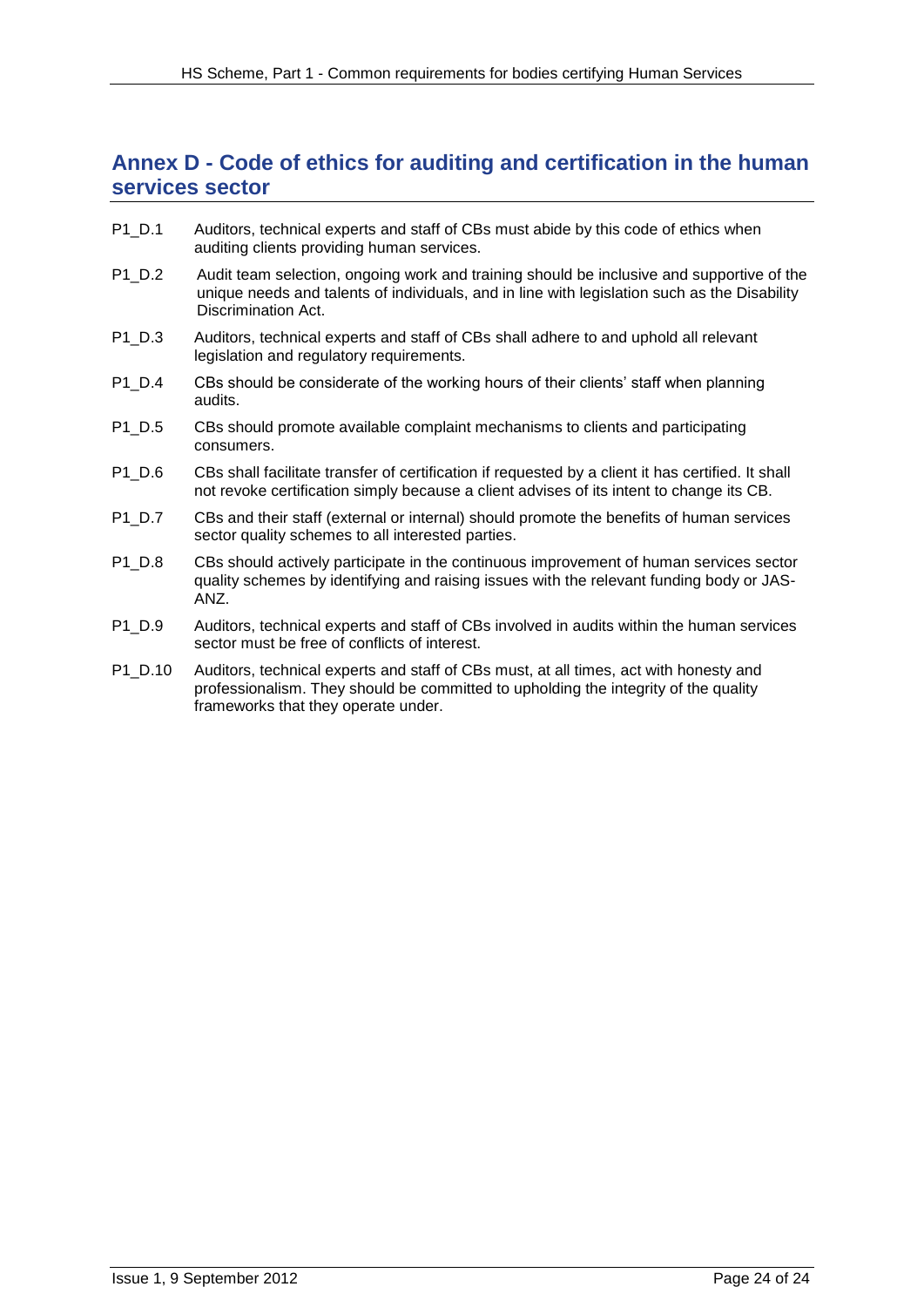## Annex D - Code of ethics for auditing and certification in the human services sector

P1_D.1 Auditors, technical experts and staff of CBs must abide by this code of ethics when auditing clients providing human services.

P1_D.2 Audit team selection, ongoing work and training should be inclusive and supportive of the unique needs and talents of individuals, and in line with legislation such as the Disability Discrimination Act.

P1_D.3 Auditors, technical experts and staff of CBs shall adhere to and uphold all relevant legislation and regulatory requirements.

P1_D.4 CBs should be considerate of the working hours of their clients' staff when planning audits.

P1_D.5 CBs should promote available complaint mechanisms to clients and participating consumers.

P1_D.6 CBs shall facilitate transfer of certification if requested by a client it has certified. It shall not revoke certification simply because a client advises of its intent to change its CB.

P1_D.7 CBs and their staff (external or internal) should promote the benefits of human services sector quality schemes to all interested parties.

P1_D.8 CBs should actively participate in the continuous improvement of human services sector quality schemes by identifying and raising issues with the relevant funding body or JAS-ANZ.

P1_D.9 Auditors, technical experts and staff of CBs involved in audits within the human services sector must be free of conflicts of interest.

P1_D.10 Auditors, technical experts and staff of CBs must, at all times, act with honesty and professionalism. They should be committed to upholding the integrity of the quality frameworks that they operate under.